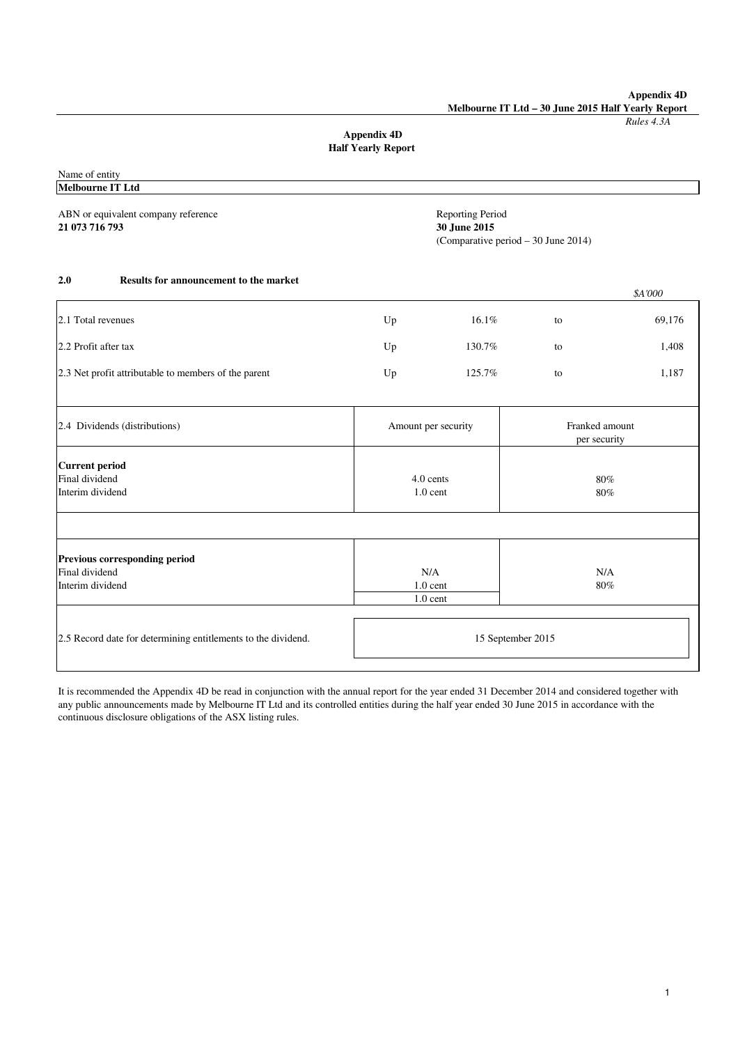# Appendix 4D
## Half Yearly Report

*Rules 4.3A*

Name of entity
**Melbourne IT Ltd**

ABN or equivalent company reference
**21 073 716 793**

Reporting Period
**30 June 2015**
(Comparative period – 30 June 2014)

### 2.0 Results for announcement to the market

*$A'000*

| | | | | |
|---|---|---|---|---|
| 2.1 Total revenues | Up | 16.1% | to | 69,176 |
| 2.2 Profit after tax | Up | 130.7% | to | 1,408 |
| 2.3 Net profit attributable to members of the parent | Up | 125.7% | to | 1,187 |

| 2.4 Dividends (distributions) | Amount per security | Franked amount per security |
|---|---|---|
| **Current period** | | |
| Final dividend | 4.0 cents | 80% |
| Interim dividend | 1.0 cent | 80% |
| | | |
| **Previous corresponding period** | | |
| Final dividend | N/A | N/A |
| Interim dividend | 1.0 cent | 80% |
| | 1.0 cent | |

| | |
|---|---|
| 2.5 Record date for determining entitlements to the dividend. | 15 September 2015 |

It is recommended the Appendix 4D be read in conjunction with the annual report for the year ended 31 December 2014 and considered together with any public announcements made by Melbourne IT Ltd and its controlled entities during the half year ended 30 June 2015 in accordance with the continuous disclosure obligations of the ASX listing rules.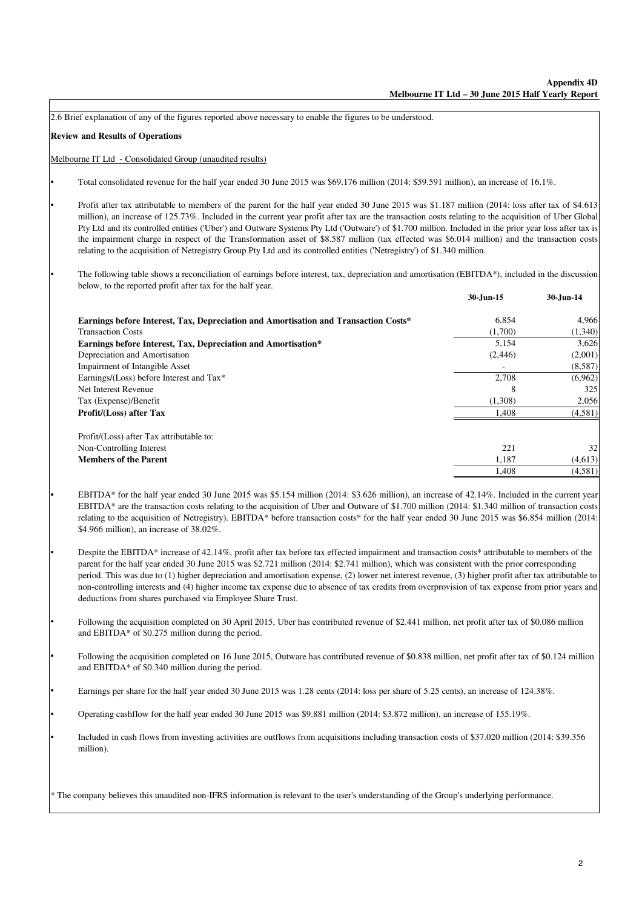2.6 Brief explanation of any of the figures reported above necessary to enable the figures to be understood.

**Review and Results of Operations**

Melbourne IT Ltd - Consolidated Group (unaudited results)

- Total consolidated revenue for the half year ended 30 June 2015 was $69.176 million (2014: $59.591 million), an increase of 16.1%.
- Profit after tax attributable to members of the parent for the half year ended 30 June 2015 was $1.187 million (2014: loss after tax of $4.613 million), an increase of 125.73%. Included in the current year profit after tax are the transaction costs relating to the acquisition of Uber Global Pty Ltd and its controlled entities ('Uber') and Outware Systems Pty Ltd ('Outware') of $1.700 million. Included in the prior year loss after tax is the impairment charge in respect of the Transformation asset of $8.587 million (tax effected was $6.014 million) and the transaction costs relating to the acquisition of Netregistry Group Pty Ltd and its controlled entities ('Netregistry') of $1.340 million.
- The following table shows a reconciliation of earnings before interest, tax, depreciation and amortisation (EBITDA*), included in the discussion below, to the reported profit after tax for the half year.

| | 30-Jun-15 | 30-Jun-14 |
|---|---|---|
| **Earnings before Interest, Tax, Depreciation and Amortisation and Transaction Costs*** | 6,854 | 4,966 |
| Transaction Costs | (1,700) | (1,340) |
| **Earnings before Interest, Tax, Depreciation and Amortisation*** | 5,154 | 3,626 |
| Depreciation and Amortisation | (2,446) | (2,001) |
| Impairment of Intangible Asset | - | (8,587) |
| Earnings/(Loss) before Interest and Tax* | 2,708 | (6,962) |
| Net Interest Revenue | 8 | 325 |
| Tax (Expense)/Benefit | (1,308) | 2,056 |
| **Profit/(Loss) after Tax** | 1,408 | (4,581) |
| | | |
| Profit/(Loss) after Tax attributable to: | | |
| Non-Controlling Interest | 221 | 32 |
| **Members of the Parent** | 1,187 | (4,613) |
| | 1,408 | (4,581) |

- EBITDA* for the half year ended 30 June 2015 was $5.154 million (2014: $3.626 million), an increase of 42.14%. Included in the current year EBITDA* are the transaction costs relating to the acquisition of Uber and Outware of $1.700 million (2014: $1.340 million of transaction costs relating to the acquisition of Netregistry). EBITDA* before transaction costs* for the half year ended 30 June 2015 was $6.854 million (2014: $4.966 million), an increase of 38.02%.
- Despite the EBITDA* increase of 42.14%, profit after tax before tax effected impairment and transaction costs* attributable to members of the parent for the half year ended 30 June 2015 was $2.721 million (2014: $2.741 million), which was consistent with the prior corresponding period. This was due to (1) higher depreciation and amortisation expense, (2) lower net interest revenue, (3) higher profit after tax attributable to non-controlling interests and (4) higher income tax expense due to absence of tax credits from overprovision of tax expense from prior years and deductions from shares purchased via Employee Share Trust.
- Following the acquisition completed on 30 April 2015, Uber has contributed revenue of $2.441 million, net profit after tax of $0.086 million and EBITDA* of $0.275 million during the period.
- Following the acquisition completed on 16 June 2015, Outware has contributed revenue of $0.838 million, net profit after tax of $0.124 million and EBITDA* of $0.340 million during the period.
- Earnings per share for the half year ended 30 June 2015 was 1.28 cents (2014: loss per share of 5.25 cents), an increase of 124.38%.
- Operating cashflow for the half year ended 30 June 2015 was $9.881 million (2014: $3.872 million), an increase of 155.19%.
- Included in cash flows from investing activities are outflows from acquisitions including transaction costs of $37.020 million (2014: $39.356 million).

* The company believes this unaudited non-IFRS information is relevant to the user's understanding of the Group's underlying performance.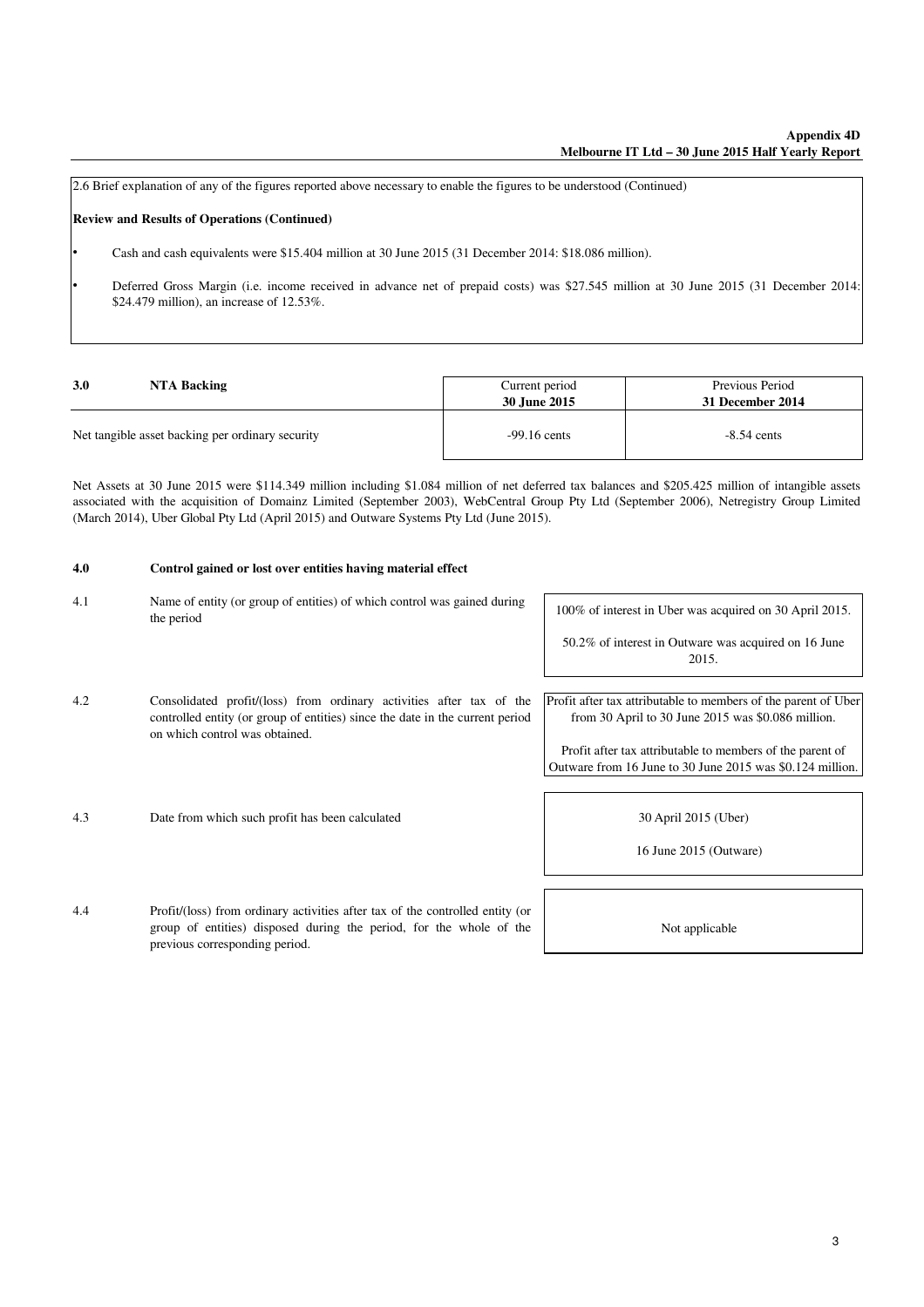2.6 Brief explanation of any of the figures reported above necessary to enable the figures to be understood (Continued)

**Review and Results of Operations (Continued)**

- Cash and cash equivalents were $15.404 million at 30 June 2015 (31 December 2014: $18.086 million).
- Deferred Gross Margin (i.e. income received in advance net of prepaid costs) was $27.545 million at 30 June 2015 (31 December 2014: $24.479 million), an increase of 12.53%.

| **3.0 NTA Backing** | Current period **30 June 2015** | Previous Period **31 December 2014** |
|---|---|---|
| Net tangible asset backing per ordinary security | -99.16 cents | -8.54 cents |

Net Assets at 30 June 2015 were $114.349 million including $1.084 million of net deferred tax balances and $205.425 million of intangible assets associated with the acquisition of Domainz Limited (September 2003), WebCentral Group Pty Ltd (September 2006), Netregistry Group Limited (March 2014), Uber Global Pty Ltd (April 2015) and Outware Systems Pty Ltd (June 2015).

## 4.0 Control gained or lost over entities having material effect

| | | |
|---|---|---|
| 4.1 | Name of entity (or group of entities) of which control was gained during the period | 100% of interest in Uber was acquired on 30 April 2015.<br><br>50.2% of interest in Outware was acquired on 16 June 2015. |
| 4.2 | Consolidated profit/(loss) from ordinary activities after tax of the controlled entity (or group of entities) since the date in the current period on which control was obtained. | Profit after tax attributable to members of the parent of Uber from 30 April to 30 June 2015 was $0.086 million.<br><br>Profit after tax attributable to members of the parent of Outware from 16 June to 30 June 2015 was $0.124 million. |
| 4.3 | Date from which such profit has been calculated | 30 April 2015 (Uber)<br><br>16 June 2015 (Outware) |
| 4.4 | Profit/(loss) from ordinary activities after tax of the controlled entity (or group of entities) disposed during the period, for the whole of the previous corresponding period. | Not applicable |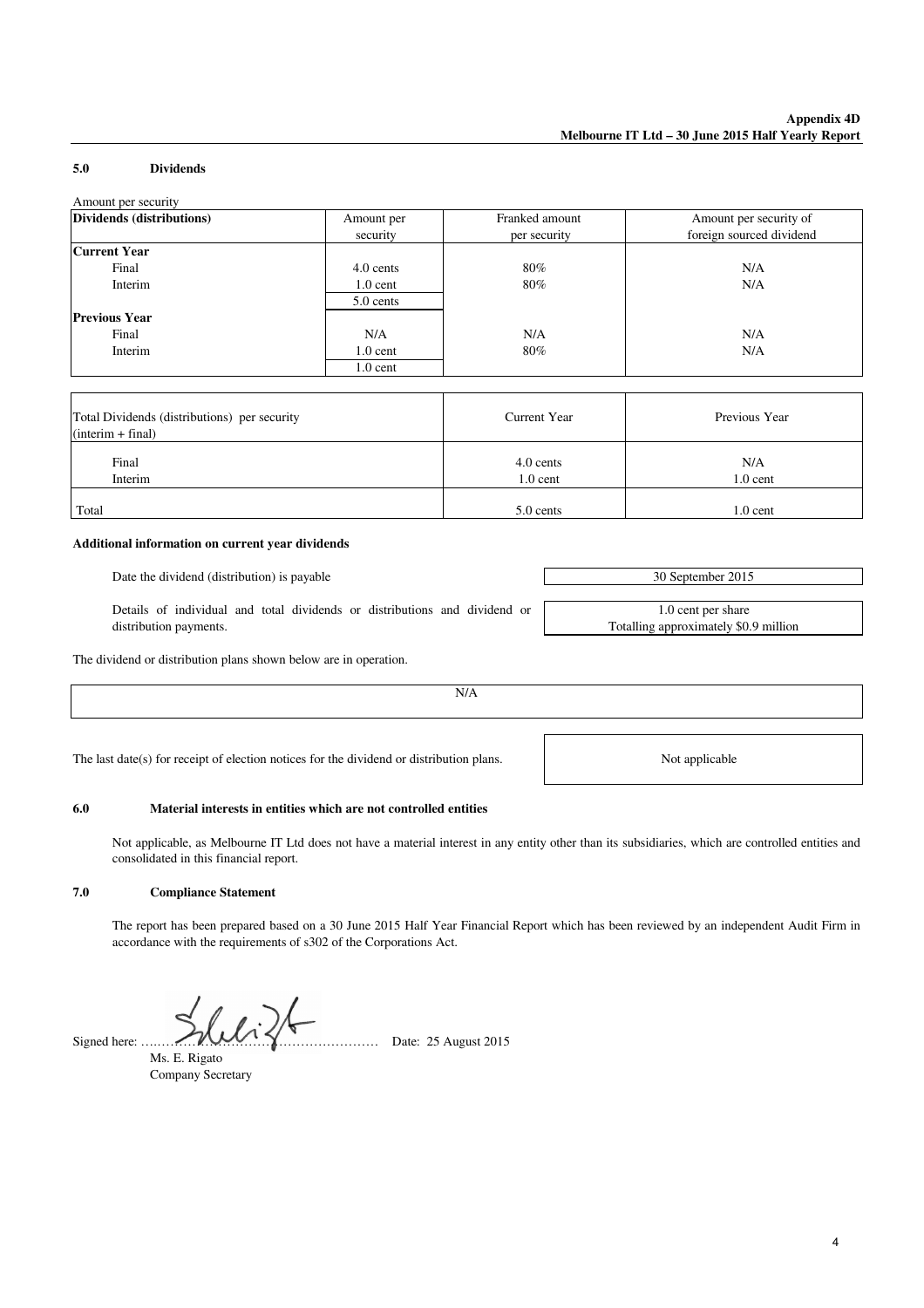### 5.0 Dividends

Amount per security

| Dividends (distributions) | Amount per security | Franked amount per security | Amount per security of foreign sourced dividend |
|---|---|---|---|
| **Current Year** | | | |
| Final | 4.0 cents | 80% | N/A |
| Interim | 1.0 cent | 80% | N/A |
| | 5.0 cents | | |
| **Previous Year** | | | |
| Final | N/A | N/A | N/A |
| Interim | 1.0 cent | 80% | N/A |
| | 1.0 cent | | |

| Total Dividends (distributions) per security (interim + final) | Current Year | Previous Year |
|---|---|---|
| Final | 4.0 cents | N/A |
| Interim | 1.0 cent | 1.0 cent |
| Total | 5.0 cents | 1.0 cent |

**Additional information on current year dividends**

| | |
|---|---|
| Date the dividend (distribution) is payable | 30 September 2015 |
| Details of individual and total dividends or distributions and dividend or distribution payments. | 1.0 cent per share<br>Totalling approximately $0.9 million |

The dividend or distribution plans shown below are in operation.

N/A

| | |
|---|---|
| The last date(s) for receipt of election notices for the dividend or distribution plans. | Not applicable |

### 6.0 Material interests in entities which are not controlled entities

Not applicable, as Melbourne IT Ltd does not have a material interest in any entity other than its subsidiaries, which are controlled entities and consolidated in this financial report.

### 7.0 Compliance Statement

The report has been prepared based on a 30 June 2015 Half Year Financial Report which has been reviewed by an independent Audit Firm in accordance with the requirements of s302 of the Corporations Act.

Signed here: ……………………………………………… Date: 25 August 2015

Ms. E. Rigato
Company Secretary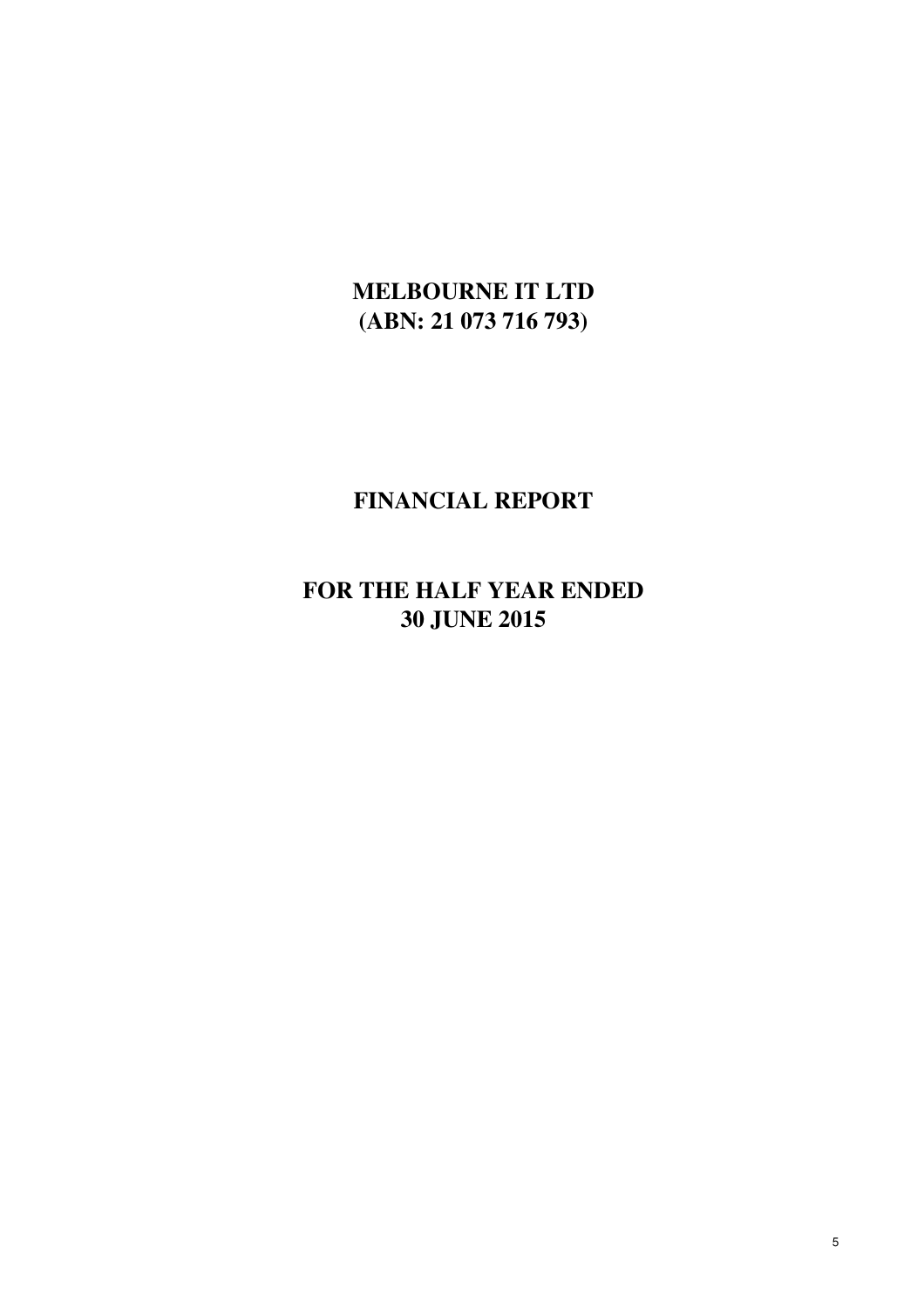# MELBOURNE IT LTD
# (ABN: 21 073 716 793)

# FINANCIAL REPORT

# FOR THE HALF YEAR ENDED 30 JUNE 2015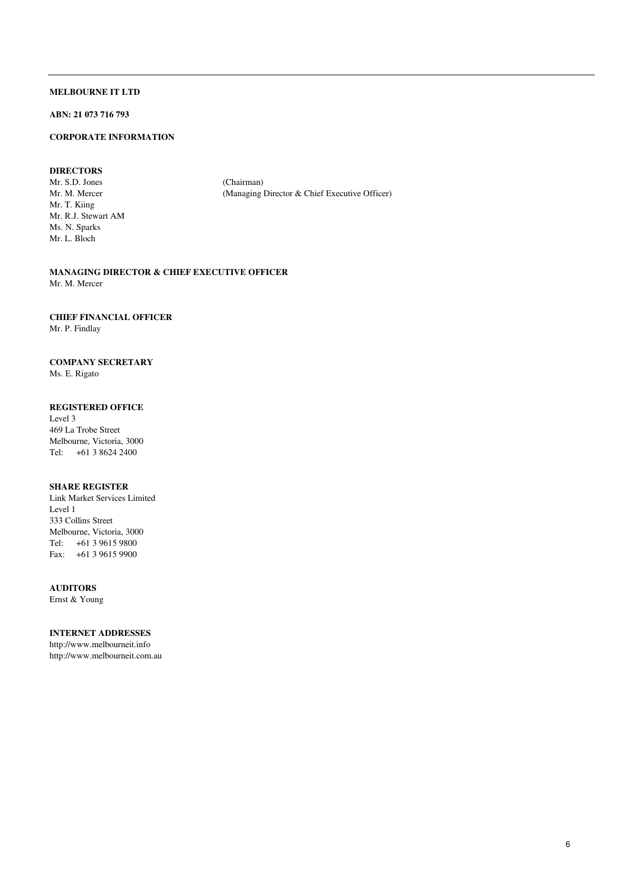**MELBOURNE IT LTD**

**ABN: 21 073 716 793**

**CORPORATE INFORMATION**

**DIRECTORS**

Mr. S.D. Jones (Chairman)
Mr. M. Mercer (Managing Director & Chief Executive Officer)
Mr. T. Kiing
Mr. R.J. Stewart AM
Ms. N. Sparks
Mr. L. Bloch

**MANAGING DIRECTOR & CHIEF EXECUTIVE OFFICER**

Mr. M. Mercer

**CHIEF FINANCIAL OFFICER**

Mr. P. Findlay

**COMPANY SECRETARY**

Ms. E. Rigato

**REGISTERED OFFICE**

Level 3
469 La Trobe Street
Melbourne, Victoria, 3000
Tel: +61 3 8624 2400

**SHARE REGISTER**

Link Market Services Limited
Level 1
333 Collins Street
Melbourne, Victoria, 3000
Tel: +61 3 9615 9800
Fax: +61 3 9615 9900

**AUDITORS**

Ernst & Young

**INTERNET ADDRESSES**

http://www.melbourneit.info
http://www.melbourneit.com.au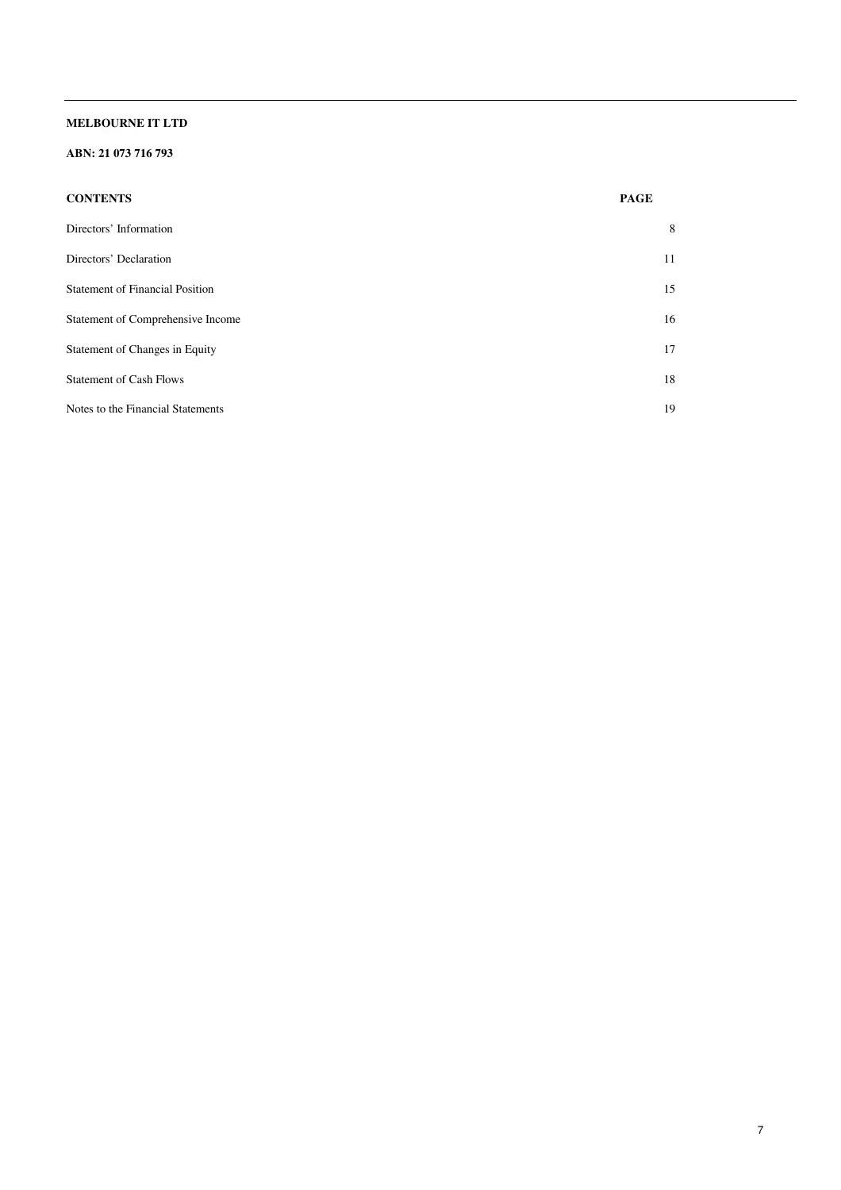**MELBOURNE IT LTD**

**ABN: 21 073 716 793**

| **CONTENTS** | **PAGE** |
|---|---|
| Directors' Information | 8 |
| Directors' Declaration | 11 |
| Statement of Financial Position | 15 |
| Statement of Comprehensive Income | 16 |
| Statement of Changes in Equity | 17 |
| Statement of Cash Flows | 18 |
| Notes to the Financial Statements | 19 |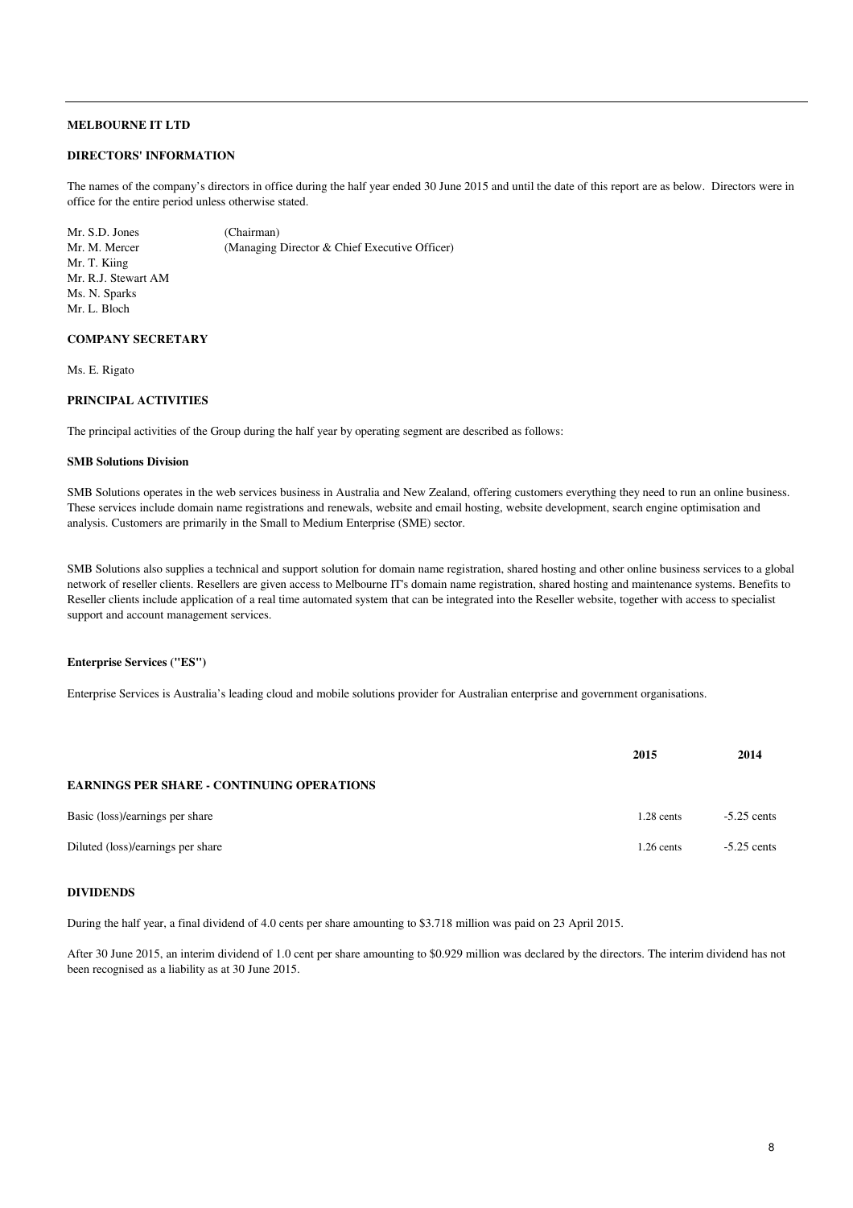## MELBOURNE IT LTD

### DIRECTORS' INFORMATION

The names of the company's directors in office during the half year ended 30 June 2015 and until the date of this report are as below. Directors were in office for the entire period unless otherwise stated.

Mr. S.D. Jones (Chairman)
Mr. M. Mercer (Managing Director & Chief Executive Officer)
Mr. T. Kiing
Mr. R.J. Stewart AM
Ms. N. Sparks
Mr. L. Bloch

### COMPANY SECRETARY

Ms. E. Rigato

### PRINCIPAL ACTIVITIES

The principal activities of the Group during the half year by operating segment are described as follows:

#### SMB Solutions Division

SMB Solutions operates in the web services business in Australia and New Zealand, offering customers everything they need to run an online business. These services include domain name registrations and renewals, website and email hosting, website development, search engine optimisation and analysis. Customers are primarily in the Small to Medium Enterprise (SME) sector.

SMB Solutions also supplies a technical and support solution for domain name registration, shared hosting and other online business services to a global network of reseller clients. Resellers are given access to Melbourne IT's domain name registration, shared hosting and maintenance systems. Benefits to Reseller clients include application of a real time automated system that can be integrated into the Reseller website, together with access to specialist support and account management services.

#### Enterprise Services ("ES")

Enterprise Services is Australia's leading cloud and mobile solutions provider for Australian enterprise and government organisations.

| | 2015 | 2014 |
|---|---|---|
| **EARNINGS PER SHARE - CONTINUING OPERATIONS** | | |
| Basic (loss)/earnings per share | 1.28 cents | -5.25 cents |
| Diluted (loss)/earnings per share | 1.26 cents | -5.25 cents |

### DIVIDENDS

During the half year, a final dividend of 4.0 cents per share amounting to $3.718 million was paid on 23 April 2015.

After 30 June 2015, an interim dividend of 1.0 cent per share amounting to $0.929 million was declared by the directors. The interim dividend has not been recognised as a liability as at 30 June 2015.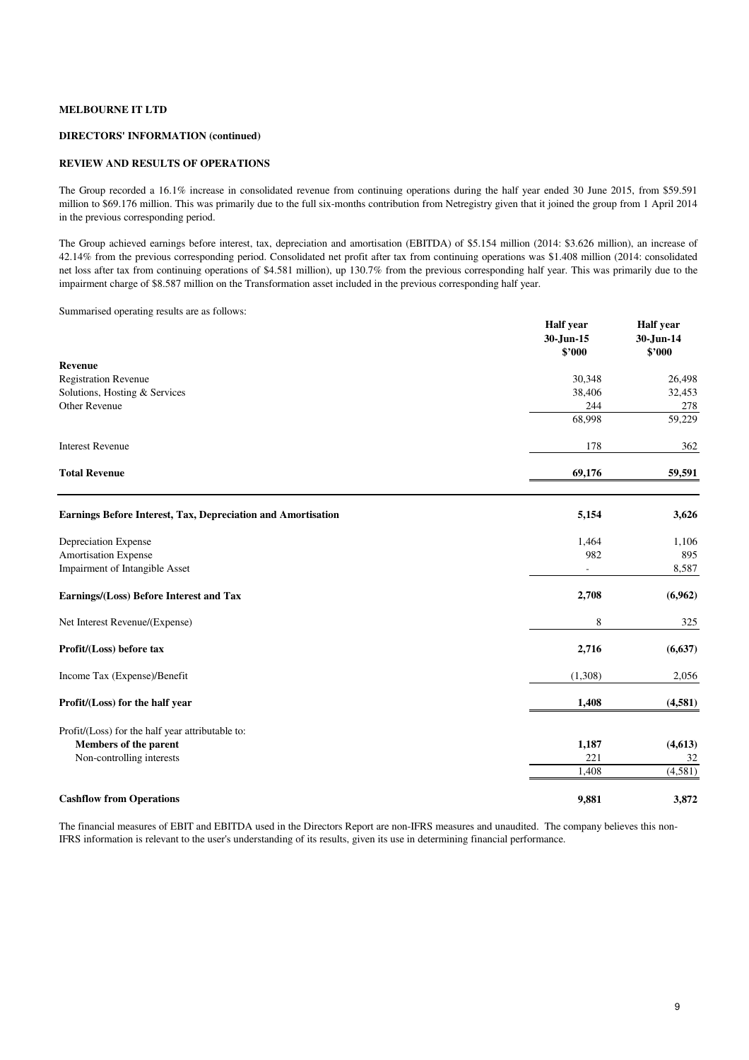**MELBOURNE IT LTD**

**DIRECTORS' INFORMATION (continued)**

**REVIEW AND RESULTS OF OPERATIONS**

The Group recorded a 16.1% increase in consolidated revenue from continuing operations during the half year ended 30 June 2015, from \$59.591 million to \$69.176 million. This was primarily due to the full six-months contribution from Netregistry given that it joined the group from 1 April 2014 in the previous corresponding period.

The Group achieved earnings before interest, tax, depreciation and amortisation (EBITDA) of \$5.154 million (2014: \$3.626 million), an increase of 42.14% from the previous corresponding period. Consolidated net profit after tax from continuing operations was \$1.408 million (2014: consolidated net loss after tax from continuing operations of \$4.581 million), up 130.7% from the previous corresponding half year. This was primarily due to the impairment charge of \$8.587 million on the Transformation asset included in the previous corresponding half year.

Summarised operating results are as follows:

| | Half year 30-Jun-15 \$'000 | Half year 30-Jun-14 \$'000 |
|---|---|---|
| **Revenue** | | |
| Registration Revenue | 30,348 | 26,498 |
| Solutions, Hosting & Services | 38,406 | 32,453 |
| Other Revenue | 244 | 278 |
| | 68,998 | 59,229 |
| Interest Revenue | 178 | 362 |
| **Total Revenue** | **69,176** | **59,591** |
| **Earnings Before Interest, Tax, Depreciation and Amortisation** | **5,154** | **3,626** |
| Depreciation Expense | 1,464 | 1,106 |
| Amortisation Expense | 982 | 895 |
| Impairment of Intangible Asset | - | 8,587 |
| **Earnings/(Loss) Before Interest and Tax** | **2,708** | **(6,962)** |
| Net Interest Revenue/(Expense) | 8 | 325 |
| **Profit/(Loss) before tax** | **2,716** | **(6,637)** |
| Income Tax (Expense)/Benefit | (1,308) | 2,056 |
| **Profit/(Loss) for the half year** | **1,408** | **(4,581)** |
| Profit/(Loss) for the half year attributable to: | | |
| **Members of the parent** | **1,187** | **(4,613)** |
| Non-controlling interests | 221 | 32 |
| | 1,408 | (4,581) |
| **Cashflow from Operations** | **9,881** | **3,872** |

The financial measures of EBIT and EBITDA used in the Directors Report are non-IFRS measures and unaudited. The company believes this non-IFRS information is relevant to the user's understanding of its results, given its use in determining financial performance.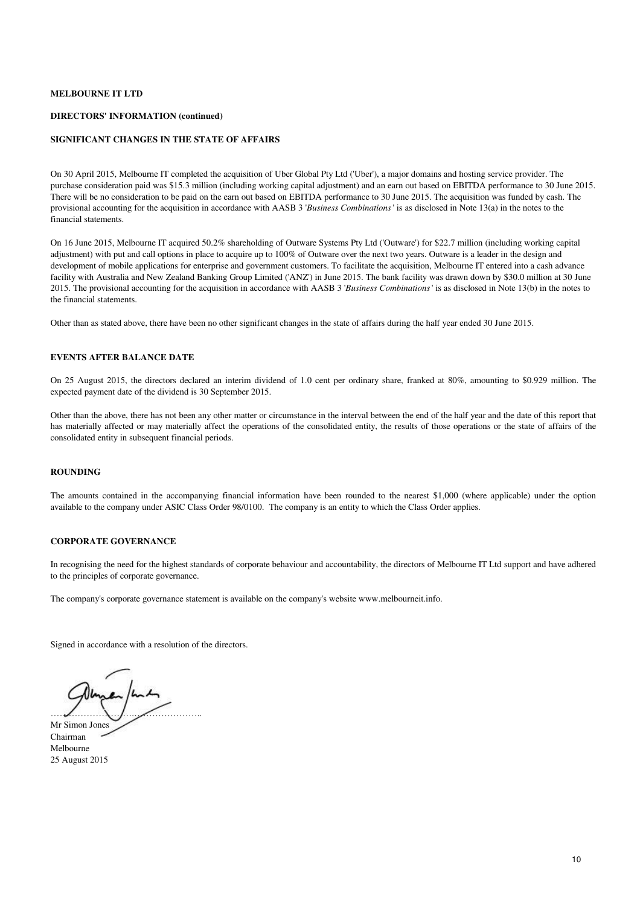**MELBOURNE IT LTD**

**DIRECTORS' INFORMATION (continued)**

**SIGNIFICANT CHANGES IN THE STATE OF AFFAIRS**

On 30 April 2015, Melbourne IT completed the acquisition of Uber Global Pty Ltd ('Uber'), a major domains and hosting service provider. The purchase consideration paid was $15.3 million (including working capital adjustment) and an earn out based on EBITDA performance to 30 June 2015. There will be no consideration to be paid on the earn out based on EBITDA performance to 30 June 2015. The acquisition was funded by cash. The provisional accounting for the acquisition in accordance with AASB 3 '*Business Combinations*' is as disclosed in Note 13(a) in the notes to the financial statements.

On 16 June 2015, Melbourne IT acquired 50.2% shareholding of Outware Systems Pty Ltd ('Outware') for $22.7 million (including working capital adjustment) with put and call options in place to acquire up to 100% of Outware over the next two years. Outware is a leader in the design and development of mobile applications for enterprise and government customers. To facilitate the acquisition, Melbourne IT entered into a cash advance facility with Australia and New Zealand Banking Group Limited ('ANZ') in June 2015. The bank facility was drawn down by $30.0 million at 30 June 2015. The provisional accounting for the acquisition in accordance with AASB 3 '*Business Combinations*' is as disclosed in Note 13(b) in the notes to the financial statements.

Other than as stated above, there have been no other significant changes in the state of affairs during the half year ended 30 June 2015.

**EVENTS AFTER BALANCE DATE**

On 25 August 2015, the directors declared an interim dividend of 1.0 cent per ordinary share, franked at 80%, amounting to $0.929 million. The expected payment date of the dividend is 30 September 2015.

Other than the above, there has not been any other matter or circumstance in the interval between the end of the half year and the date of this report that has materially affected or may materially affect the operations of the consolidated entity, the results of those operations or the state of affairs of the consolidated entity in subsequent financial periods.

**ROUNDING**

The amounts contained in the accompanying financial information have been rounded to the nearest $1,000 (where applicable) under the option available to the company under ASIC Class Order 98/0100. The company is an entity to which the Class Order applies.

**CORPORATE GOVERNANCE**

In recognising the need for the highest standards of corporate behaviour and accountability, the directors of Melbourne IT Ltd support and have adhered to the principles of corporate governance.

The company's corporate governance statement is available on the company's website www.melbourneit.info.

Signed in accordance with a resolution of the directors.

……………………………………………..

Mr Simon Jones
Chairman
Melbourne
25 August 2015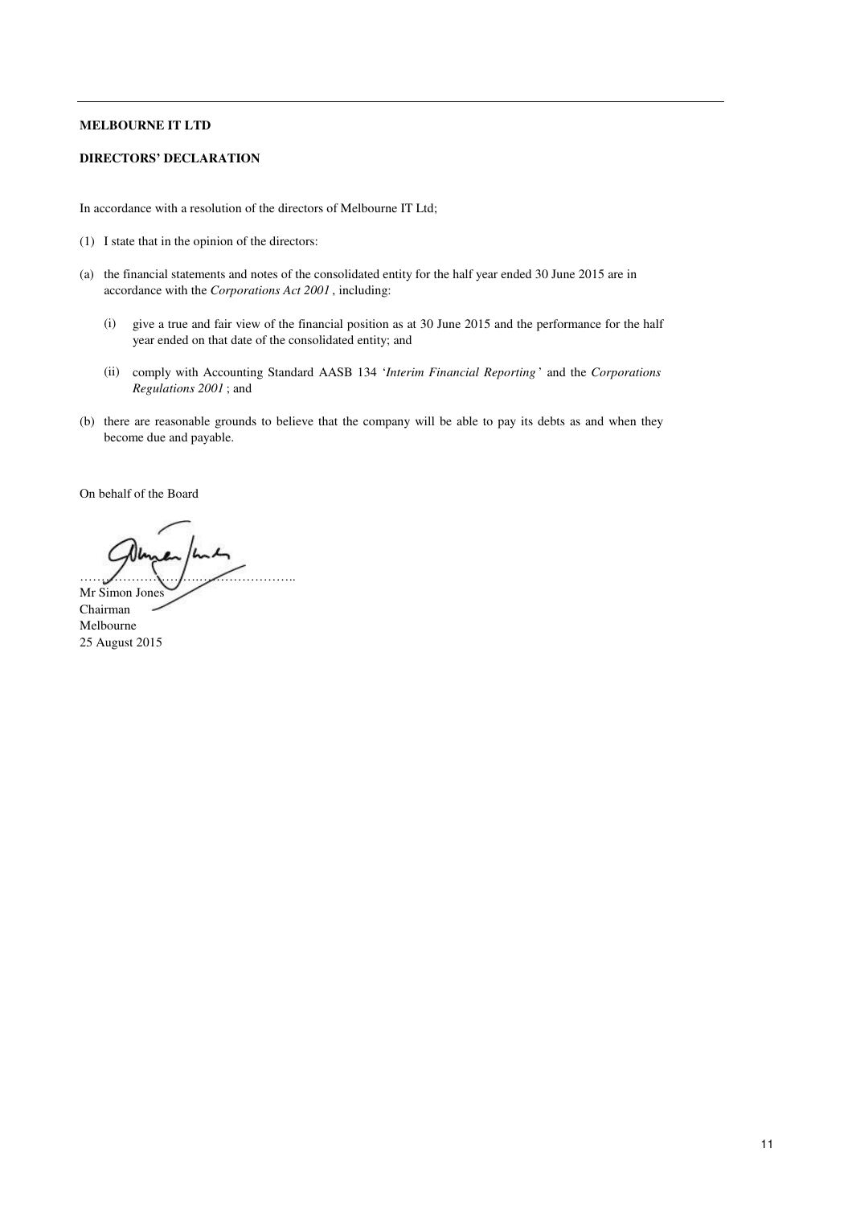**MELBOURNE IT LTD**

**DIRECTORS' DECLARATION**

In accordance with a resolution of the directors of Melbourne IT Ltd;

(1) I state that in the opinion of the directors:

(a) the financial statements and notes of the consolidated entity for the half year ended 30 June 2015 are in accordance with the *Corporations Act 2001* , including:

   (i) give a true and fair view of the financial position as at 30 June 2015 and the performance for the half year ended on that date of the consolidated entity; and

   (ii) comply with Accounting Standard AASB 134 '*Interim Financial Reporting*' and the *Corporations Regulations 2001* ; and

(b) there are reasonable grounds to believe that the company will be able to pay its debts as and when they become due and payable.

On behalf of the Board

…………………………………………..

Mr Simon Jones
Chairman
Melbourne
25 August 2015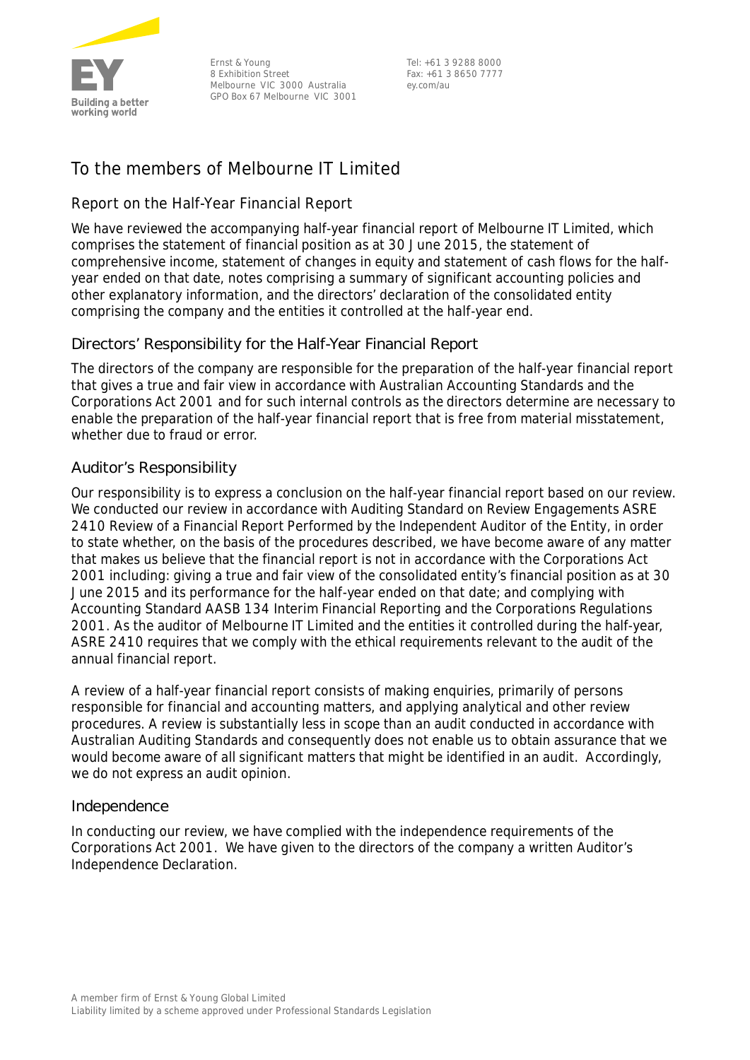Ernst & Young
8 Exhibition Street
Melbourne VIC 3000 Australia
GPO Box 67 Melbourne VIC 3001

Tel: +61 3 9288 8000
Fax: +61 3 8650 7777
ey.com/au

# To the members of Melbourne IT Limited

## Report on the Half-Year Financial Report

We have reviewed the accompanying half-year financial report of Melbourne IT Limited, which comprises the statement of financial position as at 30 June 2015, the statement of comprehensive income, statement of changes in equity and statement of cash flows for the half-year ended on that date, notes comprising a summary of significant accounting policies and other explanatory information, and the directors' declaration of the consolidated entity comprising the company and the entities it controlled at the half-year end.

## Directors' Responsibility for the Half-Year Financial Report

The directors of the company are responsible for the preparation of the half-year financial report that gives a true and fair view in accordance with Australian Accounting Standards and the *Corporations Act 2001* and for such internal controls as the directors determine are necessary to enable the preparation of the half-year financial report that is free from material misstatement, whether due to fraud or error.

## Auditor's Responsibility

Our responsibility is to express a conclusion on the half-year financial report based on our review. We conducted our review in accordance with Auditing Standard on Review Engagements ASRE 2410 *Review of a Financial Report Performed by the Independent Auditor of the Entity*, in order to state whether, on the basis of the procedures described, we have become aware of any matter that makes us believe that the financial report is not in accordance with the *Corporations Act 2001* including: giving a true and fair view of the consolidated entity's financial position as at 30 June 2015 and its performance for the half-year ended on that date; and complying with Accounting Standard AASB 134 *Interim Financial Reporting* and the *Corporations Regulations 2001*. As the auditor of Melbourne IT Limited and the entities it controlled during the half-year, ASRE 2410 requires that we comply with the ethical requirements relevant to the audit of the annual financial report.

A review of a half-year financial report consists of making enquiries, primarily of persons responsible for financial and accounting matters, and applying analytical and other review procedures. A review is substantially less in scope than an audit conducted in accordance with Australian Auditing Standards and consequently does not enable us to obtain assurance that we would become aware of all significant matters that might be identified in an audit. Accordingly, we do not express an audit opinion.

## Independence

In conducting our review, we have complied with the independence requirements of the *Corporations Act 2001*. We have given to the directors of the company a written Auditor's Independence Declaration.

A member firm of Ernst & Young Global Limited
Liability limited by a scheme approved under Professional Standards Legislation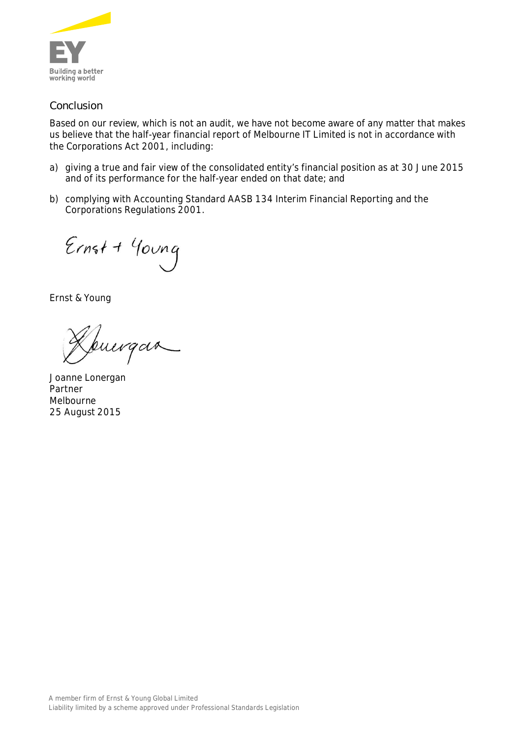## Conclusion

Based on our review, which is not an audit, we have not become aware of any matter that makes us believe that the half-year financial report of Melbourne IT Limited is not in accordance with the Corporations Act 2001, including:

a) giving a true and fair view of the consolidated entity's financial position as at 30 June 2015 and of its performance for the half-year ended on that date; and

b) complying with Accounting Standard AASB 134 Interim Financial Reporting and the Corporations Regulations 2001.

Ernst & Young

Joanne Lonergan
Partner
Melbourne
25 August 2015

A member firm of Ernst & Young Global Limited
Liability limited by a scheme approved under Professional Standards Legislation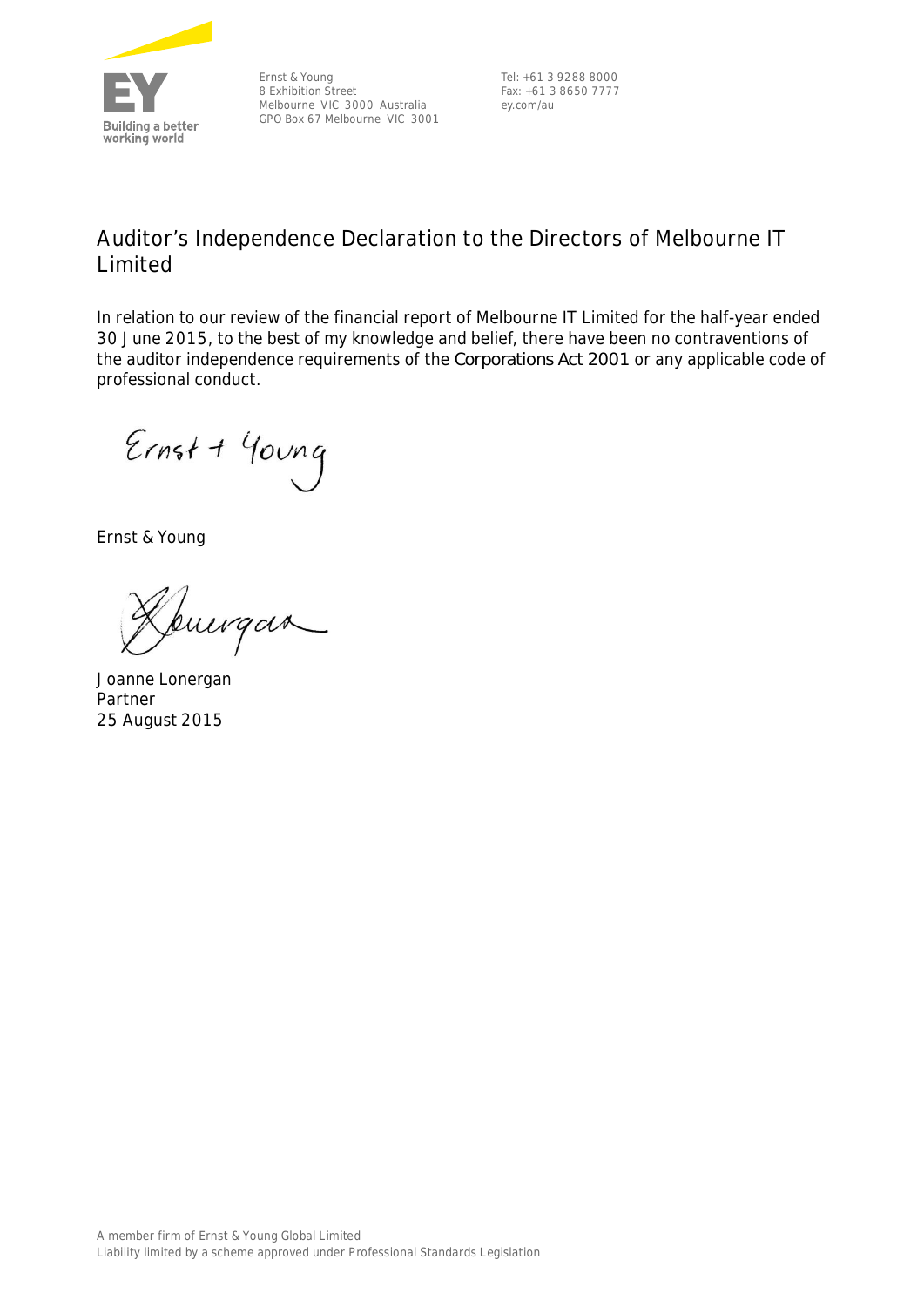Ernst & Young
8 Exhibition Street
Melbourne VIC 3000 Australia
GPO Box 67 Melbourne VIC 3001

Tel: +61 3 9288 8000
Fax: +61 3 8650 7777
ey.com/au

## Auditor's Independence Declaration to the Directors of Melbourne IT Limited

In relation to our review of the financial report of Melbourne IT Limited for the half-year ended 30 June 2015, to the best of my knowledge and belief, there have been no contraventions of the auditor independence requirements of the *Corporations Act 2001* or any applicable code of professional conduct.

Ernst & Young

Ernst & Young

Joanne Lonergan
Partner
25 August 2015

A member firm of Ernst & Young Global Limited
Liability limited by a scheme approved under Professional Standards Legislation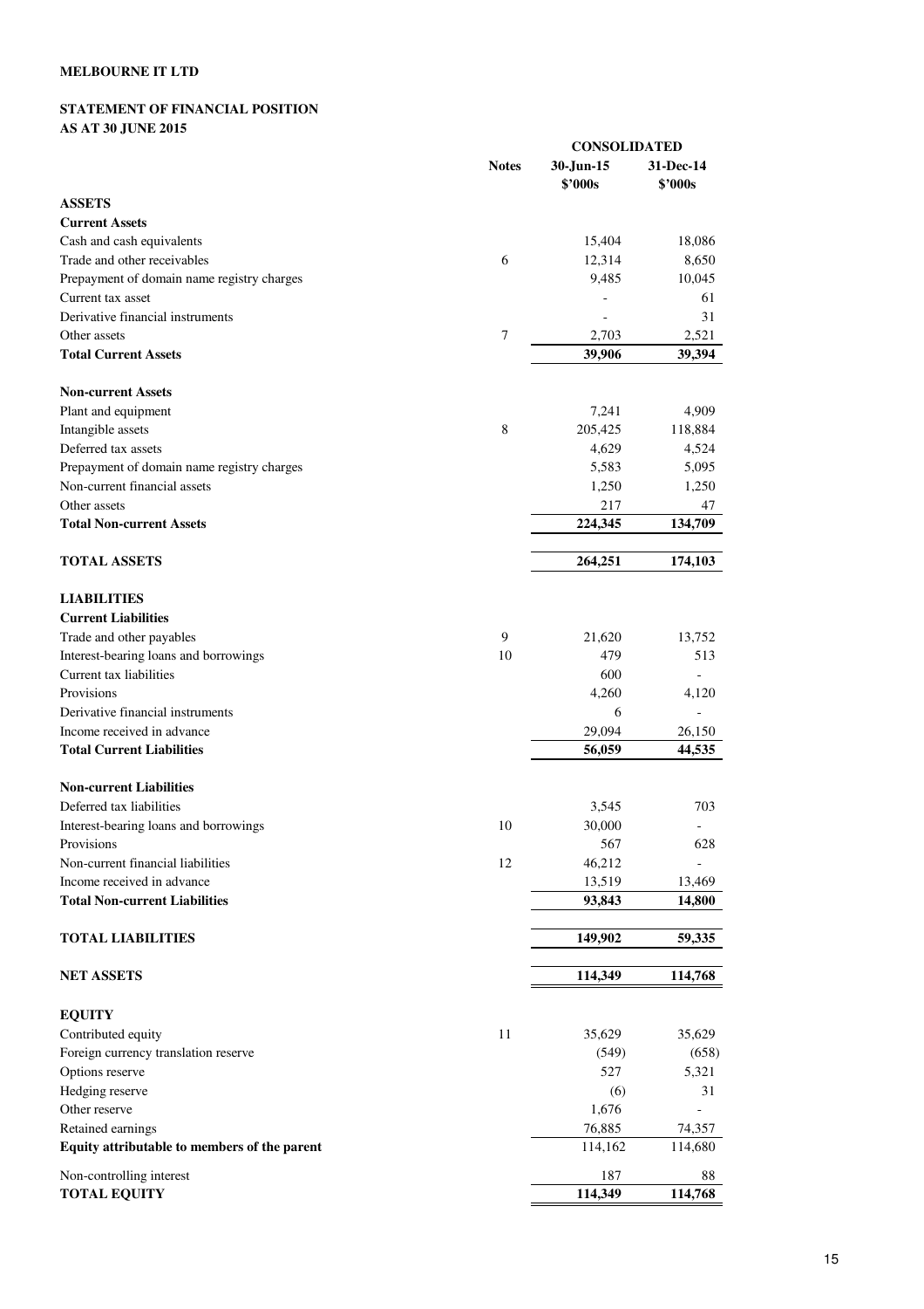**MELBOURNE IT LTD**

**STATEMENT OF FINANCIAL POSITION**
**AS AT 30 JUNE 2015**

| | Notes | CONSOLIDATED 30-Jun-15 $'000s | 31-Dec-14 $'000s |
|---|---|---|---|
| **ASSETS** | | | |
| **Current Assets** | | | |
| Cash and cash equivalents | | 15,404 | 18,086 |
| Trade and other receivables | 6 | 12,314 | 8,650 |
| Prepayment of domain name registry charges | | 9,485 | 10,045 |
| Current tax asset | | - | 61 |
| Derivative financial instruments | | - | 31 |
| Other assets | 7 | 2,703 | 2,521 |
| **Total Current Assets** | | **39,906** | **39,394** |
| | | | |
| **Non-current Assets** | | | |
| Plant and equipment | | 7,241 | 4,909 |
| Intangible assets | 8 | 205,425 | 118,884 |
| Deferred tax assets | | 4,629 | 4,524 |
| Prepayment of domain name registry charges | | 5,583 | 5,095 |
| Non-current financial assets | | 1,250 | 1,250 |
| Other assets | | 217 | 47 |
| **Total Non-current Assets** | | **224,345** | **134,709** |
| | | | |
| **TOTAL ASSETS** | | **264,251** | **174,103** |
| | | | |
| **LIABILITIES** | | | |
| **Current Liabilities** | | | |
| Trade and other payables | 9 | 21,620 | 13,752 |
| Interest-bearing loans and borrowings | 10 | 479 | 513 |
| Current tax liabilities | | 600 | - |
| Provisions | | 4,260 | 4,120 |
| Derivative financial instruments | | 6 | - |
| Income received in advance | | 29,094 | 26,150 |
| **Total Current Liabilities** | | **56,059** | **44,535** |
| | | | |
| **Non-current Liabilities** | | | |
| Deferred tax liabilities | | 3,545 | 703 |
| Interest-bearing loans and borrowings | 10 | 30,000 | - |
| Provisions | | 567 | 628 |
| Non-current financial liabilities | 12 | 46,212 | - |
| Income received in advance | | 13,519 | 13,469 |
| **Total Non-current Liabilities** | | **93,843** | **14,800** |
| | | | |
| **TOTAL LIABILITIES** | | **149,902** | **59,335** |
| | | | |
| **NET ASSETS** | | **114,349** | **114,768** |
| | | | |
| **EQUITY** | | | |
| Contributed equity | 11 | 35,629 | 35,629 |
| Foreign currency translation reserve | | (549) | (658) |
| Options reserve | | 527 | 5,321 |
| Hedging reserve | | (6) | 31 |
| Other reserve | | 1,676 | - |
| Retained earnings | | 76,885 | 74,357 |
| **Equity attributable to members of the parent** | | 114,162 | 114,680 |
| | | | |
| Non-controlling interest | | 187 | 88 |
| **TOTAL EQUITY** | | **114,349** | **114,768** |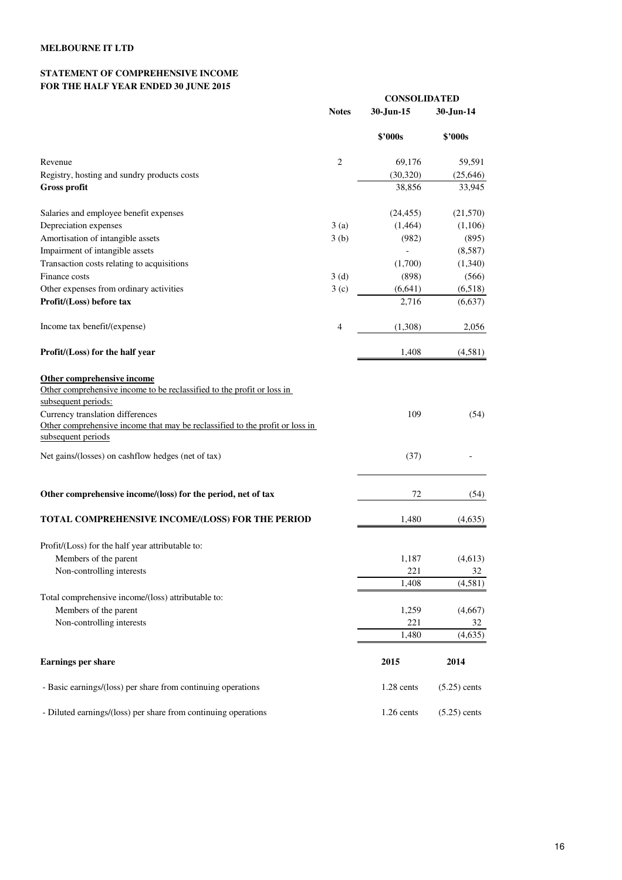**MELBOURNE IT LTD**

**STATEMENT OF COMPREHENSIVE INCOME**
**FOR THE HALF YEAR ENDED 30 JUNE 2015**

| | Notes | CONSOLIDATED 30-Jun-15 | 30-Jun-14 |
|---|---|---|---|
| | | **\$'000s** | **\$'000s** |
| Revenue | 2 | 69,176 | 59,591 |
| Registry, hosting and sundry products costs | | (30,320) | (25,646) |
| **Gross profit** | | 38,856 | 33,945 |
| Salaries and employee benefit expenses | | (24,455) | (21,570) |
| Depreciation expenses | 3 (a) | (1,464) | (1,106) |
| Amortisation of intangible assets | 3 (b) | (982) | (895) |
| Impairment of intangible assets | | - | (8,587) |
| Transaction costs relating to acquisitions | | (1,700) | (1,340) |
| Finance costs | 3 (d) | (898) | (566) |
| Other expenses from ordinary activities | 3 (c) | (6,641) | (6,518) |
| **Profit/(Loss) before tax** | | 2,716 | (6,637) |
| Income tax benefit/(expense) | 4 | (1,308) | 2,056 |
| **Profit/(Loss) for the half year** | | 1,408 | (4,581) |
| **Other comprehensive income** | | | |
| Other comprehensive income to be reclassified to the profit or loss in subsequent periods: | | | |
| Currency translation differences | | 109 | (54) |
| Other comprehensive income that may be reclassified to the profit or loss in subsequent periods | | | |
| Net gains/(losses) on cashflow hedges (net of tax) | | (37) | - |
| **Other comprehensive income/(loss) for the period, net of tax** | | 72 | (54) |
| **TOTAL COMPREHENSIVE INCOME/(LOSS) FOR THE PERIOD** | | 1,480 | (4,635) |
| Profit/(Loss) for the half year attributable to: | | | |
| Members of the parent | | 1,187 | (4,613) |
| Non-controlling interests | | 221 | 32 |
| | | 1,408 | (4,581) |
| Total comprehensive income/(loss) attributable to: | | | |
| Members of the parent | | 1,259 | (4,667) |
| Non-controlling interests | | 221 | 32 |
| | | 1,480 | (4,635) |
| **Earnings per share** | | **2015** | **2014** |
| - Basic earnings/(loss) per share from continuing operations | | 1.28 cents | (5.25) cents |
| - Diluted earnings/(loss) per share from continuing operations | | 1.26 cents | (5.25) cents |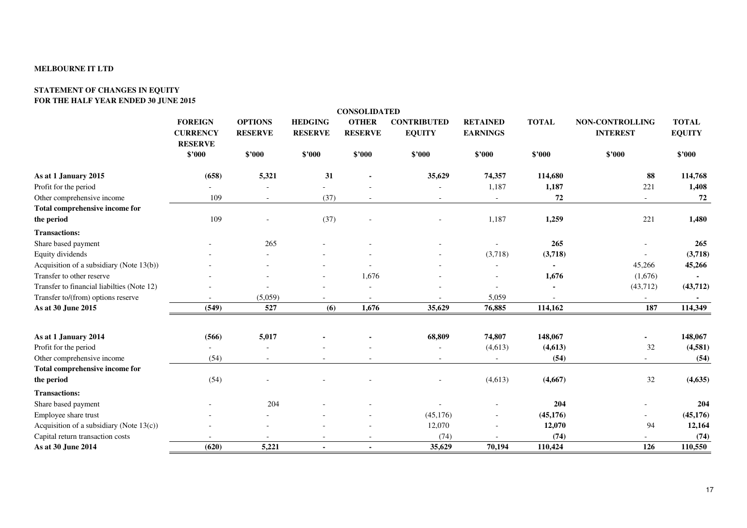**MELBOURNE IT LTD**

**STATEMENT OF CHANGES IN EQUITY**
**FOR THE HALF YEAR ENDED 30 JUNE 2015**

| | CONSOLIDATED | | | | | | | | |
|---|---|---|---|---|---|---|---|---|---|
| | FOREIGN CURRENCY RESERVE | OPTIONS RESERVE | HEDGING RESERVE | OTHER RESERVE | CONTRIBUTED EQUITY | RETAINED EARNINGS | TOTAL | NON-CONTROLLING INTEREST | TOTAL EQUITY |
| | $'000 | $'000 | $'000 | $'000 | $'000 | $'000 | $'000 | $'000 | $'000 |
| **As at 1 January 2015** | **(658)** | **5,321** | **31** | **-** | **35,629** | **74,357** | **114,680** | **88** | **114,768** |
| Profit for the period | - | - | - | - | - | 1,187 | **1,187** | 221 | **1,408** |
| Other comprehensive income | 109 | - | (37) | - | - | - | **72** | - | **72** |
| **Total comprehensive income for the period** | 109 | - | (37) | - | - | 1,187 | **1,259** | 221 | **1,480** |
| **Transactions:** | | | | | | | | | |
| Share based payment | - | 265 | - | - | - | - | **265** | - | **265** |
| Equity dividends | - | - | - | - | - | (3,718) | **(3,718)** | - | **(3,718)** |
| Acquisition of a subsidiary (Note 13(b)) | - | - | - | - | - | - | **-** | 45,266 | **45,266** |
| Transfer to other reserve | - | - | - | 1,676 | - | - | **1,676** | (1,676) | **-** |
| Transfer to financial liabilties (Note 12) | - | - | - | - | - | - | **-** | (43,712) | **(43,712)** |
| Transfer to/(from) options reserve | - | (5,059) | - | - | - | 5,059 | - | - | **-** |
| **As at 30 June 2015** | **(549)** | **527** | **(6)** | **1,676** | **35,629** | **76,885** | **114,162** | **187** | **114,349** |
| | | | | | | | | | |
| **As at 1 January 2014** | **(566)** | **5,017** | **-** | **-** | **68,809** | **74,807** | **148,067** | **-** | **148,067** |
| Profit for the period | - | - | - | - | - | (4,613) | **(4,613)** | 32 | **(4,581)** |
| Other comprehensive income | (54) | - | - | - | - | - | **(54)** | - | **(54)** |
| **Total comprehensive income for the period** | (54) | - | - | - | - | (4,613) | **(4,667)** | 32 | **(4,635)** |
| **Transactions:** | | | | | | | | | |
| Share based payment | - | 204 | - | - | - | - | **204** | - | **204** |
| Employee share trust | - | - | - | - | (45,176) | - | **(45,176)** | - | **(45,176)** |
| Acquisition of a subsidiary (Note 13(c)) | - | - | - | - | 12,070 | - | **12,070** | 94 | **12,164** |
| Capital return transaction costs | - | - | - | - | (74) | - | **(74)** | - | **(74)** |
| **As at 30 June 2014** | **(620)** | **5,221** | **-** | **-** | **35,629** | **70,194** | **110,424** | **126** | **110,550** |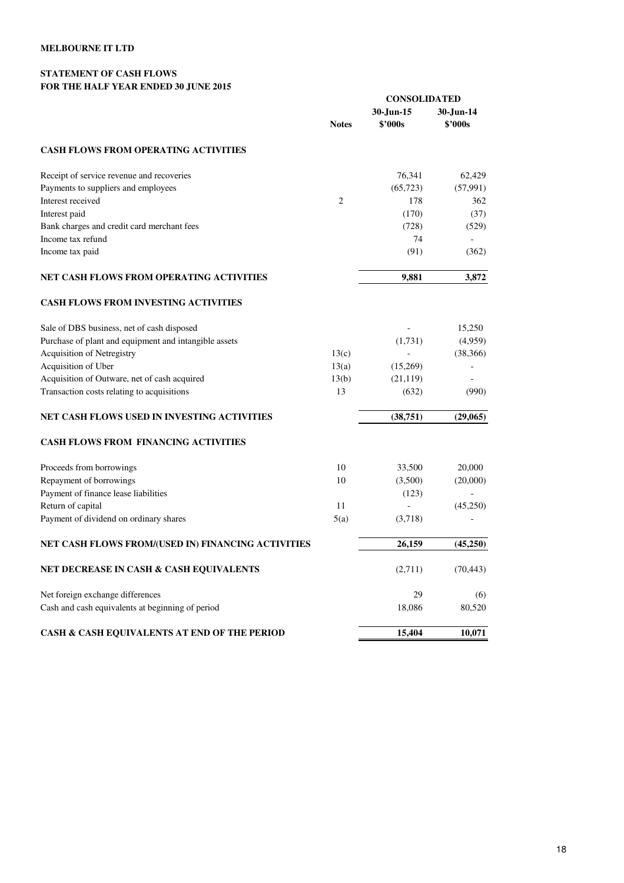**MELBOURNE IT LTD**

**STATEMENT OF CASH FLOWS**
**FOR THE HALF YEAR ENDED 30 JUNE 2015**

| | Notes | CONSOLIDATED 30-Jun-15 $'000s | 30-Jun-14 $'000s |
|---|---|---|---|
| **CASH FLOWS FROM OPERATING ACTIVITIES** | | | |
| Receipt of service revenue and recoveries | | 76,341 | 62,429 |
| Payments to suppliers and employees | | (65,723) | (57,991) |
| Interest received | 2 | 178 | 362 |
| Interest paid | | (170) | (37) |
| Bank charges and credit card merchant fees | | (728) | (529) |
| Income tax refund | | 74 | - |
| Income tax paid | | (91) | (362) |
| **NET CASH FLOWS FROM OPERATING ACTIVITIES** | | **9,881** | **3,872** |
| **CASH FLOWS FROM INVESTING ACTIVITIES** | | | |
| Sale of DBS business, net of cash disposed | | - | 15,250 |
| Purchase of plant and equipment and intangible assets | | (1,731) | (4,959) |
| Acquisition of Netregistry | 13(c) | - | (38,366) |
| Acquisition of Uber | 13(a) | (15,269) | - |
| Acquisition of Outware, net of cash acquired | 13(b) | (21,119) | - |
| Transaction costs relating to acquisitions | 13 | (632) | (990) |
| **NET CASH FLOWS USED IN INVESTING ACTIVITIES** | | **(38,751)** | **(29,065)** |
| **CASH FLOWS FROM FINANCING ACTIVITIES** | | | |
| Proceeds from borrowings | 10 | 33,500 | 20,000 |
| Repayment of borrowings | 10 | (3,500) | (20,000) |
| Payment of finance lease liabilities | | (123) | - |
| Return of capital | 11 | - | (45,250) |
| Payment of dividend on ordinary shares | 5(a) | (3,718) | - |
| **NET CASH FLOWS FROM/(USED IN) FINANCING ACTIVITIES** | | **26,159** | **(45,250)** |
| **NET DECREASE IN CASH & CASH EQUIVALENTS** | | (2,711) | (70,443) |
| Net foreign exchange differences | | 29 | (6) |
| Cash and cash equivalents at beginning of period | | 18,086 | 80,520 |
| **CASH & CASH EQUIVALENTS AT END OF THE PERIOD** | | **15,404** | **10,071** |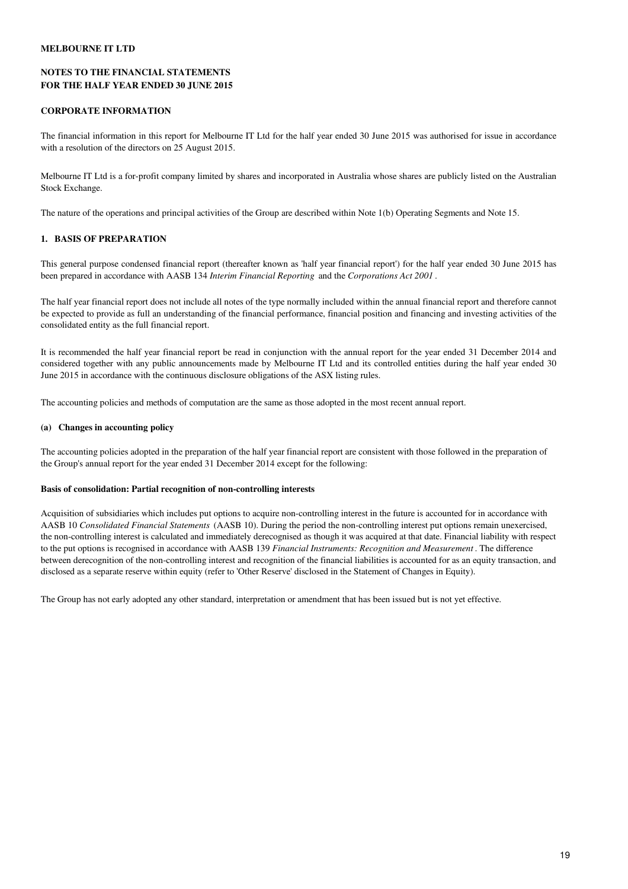**MELBOURNE IT LTD**

**NOTES TO THE FINANCIAL STATEMENTS**
**FOR THE HALF YEAR ENDED 30 JUNE 2015**

**CORPORATE INFORMATION**

The financial information in this report for Melbourne IT Ltd for the half year ended 30 June 2015 was authorised for issue in accordance with a resolution of the directors on 25 August 2015.

Melbourne IT Ltd is a for-profit company limited by shares and incorporated in Australia whose shares are publicly listed on the Australian Stock Exchange.

The nature of the operations and principal activities of the Group are described within Note 1(b) Operating Segments and Note 15.

## 1. BASIS OF PREPARATION

This general purpose condensed financial report (thereafter known as 'half year financial report') for the half year ended 30 June 2015 has been prepared in accordance with AASB 134 *Interim Financial Reporting* and the *Corporations Act 2001* .

The half year financial report does not include all notes of the type normally included within the annual financial report and therefore cannot be expected to provide as full an understanding of the financial performance, financial position and financing and investing activities of the consolidated entity as the full financial report.

It is recommended the half year financial report be read in conjunction with the annual report for the year ended 31 December 2014 and considered together with any public announcements made by Melbourne IT Ltd and its controlled entities during the half year ended 30 June 2015 in accordance with the continuous disclosure obligations of the ASX listing rules.

The accounting policies and methods of computation are the same as those adopted in the most recent annual report.

### (a) Changes in accounting policy

The accounting policies adopted in the preparation of the half year financial report are consistent with those followed in the preparation of the Group's annual report for the year ended 31 December 2014 except for the following:

**Basis of consolidation: Partial recognition of non-controlling interests**

Acquisition of subsidiaries which includes put options to acquire non-controlling interest in the future is accounted for in accordance with AASB 10 *Consolidated Financial Statements* (AASB 10). During the period the non-controlling interest put options remain unexercised, the non-controlling interest is calculated and immediately derecognised as though it was acquired at that date. Financial liability with respect to the put options is recognised in accordance with AASB 139 *Financial Instruments: Recognition and Measurement* . The difference between derecognition of the non-controlling interest and recognition of the financial liabilities is accounted for as an equity transaction, and disclosed as a separate reserve within equity (refer to 'Other Reserve' disclosed in the Statement of Changes in Equity).

The Group has not early adopted any other standard, interpretation or amendment that has been issued but is not yet effective.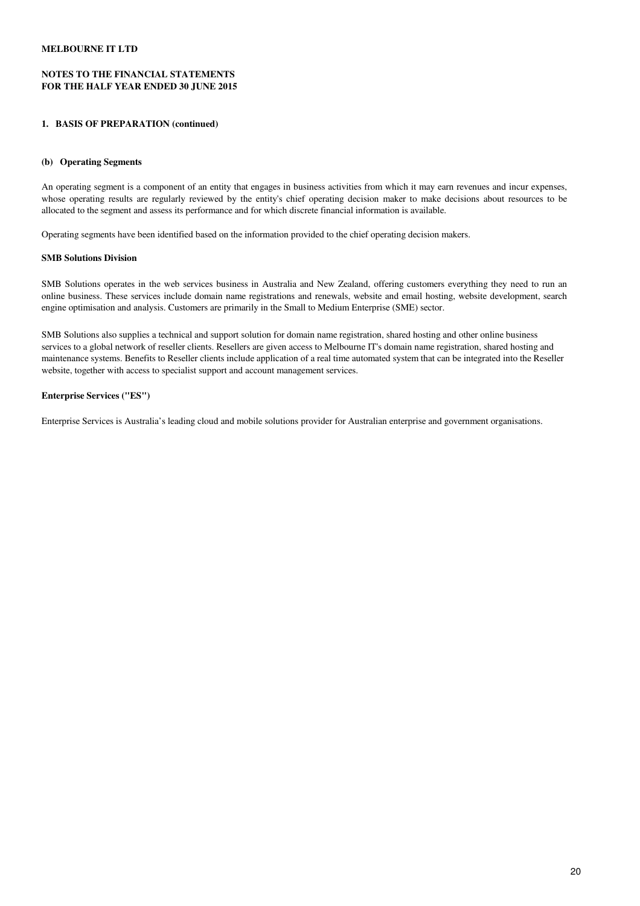**MELBOURNE IT LTD**

**NOTES TO THE FINANCIAL STATEMENTS**
**FOR THE HALF YEAR ENDED 30 JUNE 2015**

## 1. BASIS OF PREPARATION (continued)

### (b) Operating Segments

An operating segment is a component of an entity that engages in business activities from which it may earn revenues and incur expenses, whose operating results are regularly reviewed by the entity's chief operating decision maker to make decisions about resources to be allocated to the segment and assess its performance and for which discrete financial information is available.

Operating segments have been identified based on the information provided to the chief operating decision makers.

**SMB Solutions Division**

SMB Solutions operates in the web services business in Australia and New Zealand, offering customers everything they need to run an online business. These services include domain name registrations and renewals, website and email hosting, website development, search engine optimisation and analysis. Customers are primarily in the Small to Medium Enterprise (SME) sector.

SMB Solutions also supplies a technical and support solution for domain name registration, shared hosting and other online business services to a global network of reseller clients. Resellers are given access to Melbourne IT's domain name registration, shared hosting and maintenance systems. Benefits to Reseller clients include application of a real time automated system that can be integrated into the Reseller website, together with access to specialist support and account management services.

**Enterprise Services ("ES")**

Enterprise Services is Australia's leading cloud and mobile solutions provider for Australian enterprise and government organisations.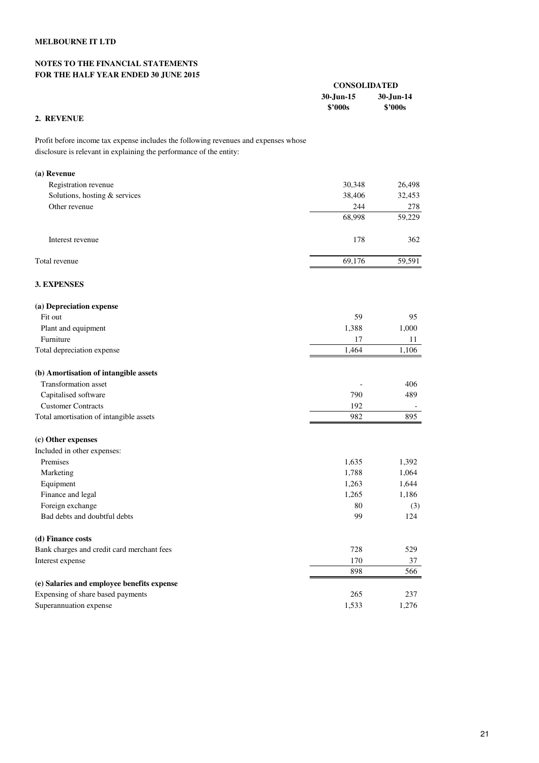**MELBOURNE IT LTD**

**NOTES TO THE FINANCIAL STATEMENTS**
**FOR THE HALF YEAR ENDED 30 JUNE 2015**

| | CONSOLIDATED | |
|---|---|---|
| | 30-Jun-15 $'000s | 30-Jun-14 $'000s |

## 2. REVENUE

Profit before income tax expense includes the following revenues and expenses whose disclosure is relevant in explaining the performance of the entity:

| | 30-Jun-15 $'000s | 30-Jun-14 $'000s |
|---|---|---|
| **(a) Revenue** | | |
| Registration revenue | 30,348 | 26,498 |
| Solutions, hosting & services | 38,406 | 32,453 |
| Other revenue | 244 | 278 |
| | 68,998 | 59,229 |
| | | |
| Interest revenue | 178 | 362 |
| | | |
| Total revenue | 69,176 | 59,591 |

## 3. EXPENSES

| | 30-Jun-15 $'000s | 30-Jun-14 $'000s |
|---|---|---|
| **(a) Depreciation expense** | | |
| Fit out | 59 | 95 |
| Plant and equipment | 1,388 | 1,000 |
| Furniture | 17 | 11 |
| Total depreciation expense | 1,464 | 1,106 |
| | | |
| **(b) Amortisation of intangible assets** | | |
| Transformation asset | - | 406 |
| Capitalised software | 790 | 489 |
| Customer Contracts | 192 | - |
| Total amortisation of intangible assets | 982 | 895 |
| | | |
| **(c) Other expenses** | | |
| Included in other expenses: | | |
| Premises | 1,635 | 1,392 |
| Marketing | 1,788 | 1,064 |
| Equipment | 1,263 | 1,644 |
| Finance and legal | 1,265 | 1,186 |
| Foreign exchange | 80 | (3) |
| Bad debts and doubtful debts | 99 | 124 |
| | | |
| **(d) Finance costs** | | |
| Bank charges and credit card merchant fees | 728 | 529 |
| Interest expense | 170 | 37 |
| | 898 | 566 |
| **(e) Salaries and employee benefits expense** | | |
| Expensing of share based payments | 265 | 237 |
| Superannuation expense | 1,533 | 1,276 |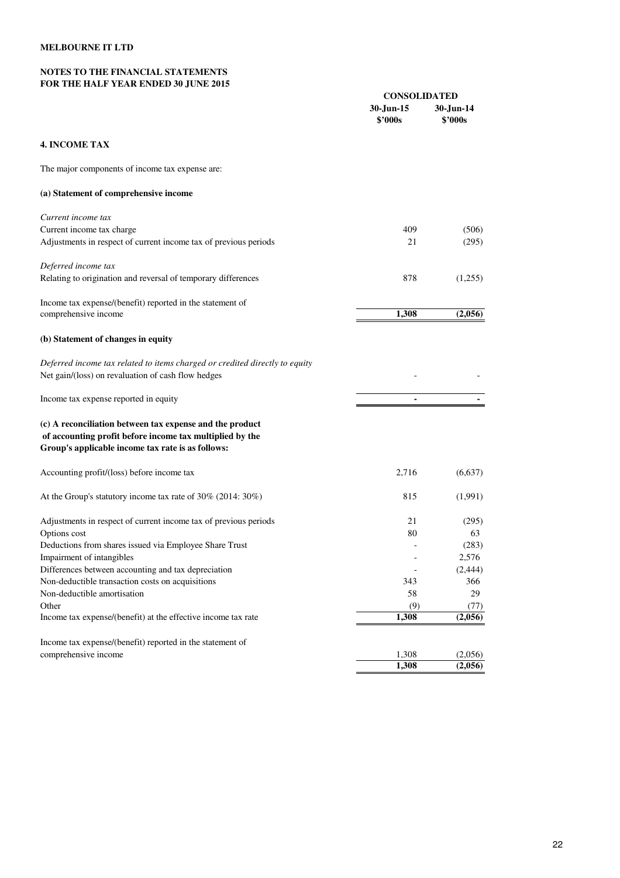**MELBOURNE IT LTD**

**NOTES TO THE FINANCIAL STATEMENTS**
**FOR THE HALF YEAR ENDED 30 JUNE 2015**

| | CONSOLIDATED | |
|---|---|---|
| | 30-Jun-15 $'000s | 30-Jun-14 $'000s |
| **4. INCOME TAX** | | |
| The major components of income tax expense are: | | |
| **(a) Statement of comprehensive income** | | |
| *Current income tax* | | |
| Current income tax charge | 409 | (506) |
| Adjustments in respect of current income tax of previous periods | 21 | (295) |
| *Deferred income tax* | | |
| Relating to origination and reversal of temporary differences | 878 | (1,255) |
| Income tax expense/(benefit) reported in the statement of comprehensive income | **1,308** | **(2,056)** |
| **(b) Statement of changes in equity** | | |
| *Deferred income tax related to items charged or credited directly to equity* | | |
| Net gain/(loss) on revaluation of cash flow hedges | - | - |
| Income tax expense reported in equity | **-** | **-** |
| **(c) A reconciliation between tax expense and the product of accounting profit before income tax multiplied by the Group's applicable income tax rate is as follows:** | | |
| Accounting profit/(loss) before income tax | 2,716 | (6,637) |
| At the Group's statutory income tax rate of 30% (2014: 30%) | 815 | (1,991) |
| Adjustments in respect of current income tax of previous periods | 21 | (295) |
| Options cost | 80 | 63 |
| Deductions from shares issued via Employee Share Trust | - | (283) |
| Impairment of intangibles | - | 2,576 |
| Differences between accounting and tax depreciation | - | (2,444) |
| Non-deductible transaction costs on acquisitions | 343 | 366 |
| Non-deductible amortisation | 58 | 29 |
| Other | (9) | (77) |
| Income tax expense/(benefit) at the effective income tax rate | **1,308** | **(2,056)** |
| Income tax expense/(benefit) reported in the statement of comprehensive income | 1,308 | (2,056) |
| | **1,308** | **(2,056)** |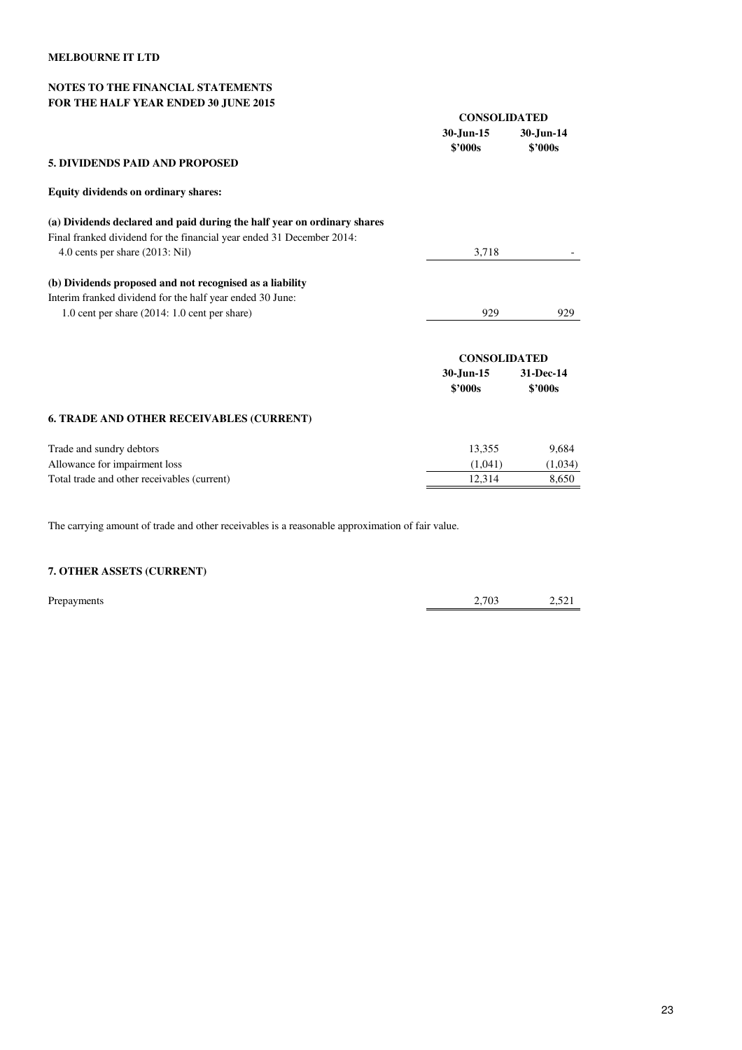**MELBOURNE IT LTD**

**NOTES TO THE FINANCIAL STATEMENTS**
**FOR THE HALF YEAR ENDED 30 JUNE 2015**

| | CONSOLIDATED | |
|---|---|---|
| | 30-Jun-15 | 30-Jun-14 |
| | $'000s | $'000s |
| **5. DIVIDENDS PAID AND PROPOSED** | | |
| **Equity dividends on ordinary shares:** | | |
| **(a) Dividends declared and paid during the half year on ordinary shares** | | |
| Final franked dividend for the financial year ended 31 December 2014: | | |
| 4.0 cents per share (2013: Nil) | 3,718 | - |
| **(b) Dividends proposed and not recognised as a liability** | | |
| Interim franked dividend for the half year ended 30 June: | | |
| 1.0 cent per share (2014: 1.0 cent per share) | 929 | 929 |

| | CONSOLIDATED | |
|---|---|---|
| | 30-Jun-15 | 31-Dec-14 |
| | $'000s | $'000s |
| **6. TRADE AND OTHER RECEIVABLES (CURRENT)** | | |
| Trade and sundry debtors | 13,355 | 9,684 |
| Allowance for impairment loss | (1,041) | (1,034) |
| Total trade and other receivables (current) | 12,314 | 8,650 |

The carrying amount of trade and other receivables is a reasonable approximation of fair value.

**7. OTHER ASSETS (CURRENT)**

| | | |
|---|---|---|
| Prepayments | 2,703 | 2,521 |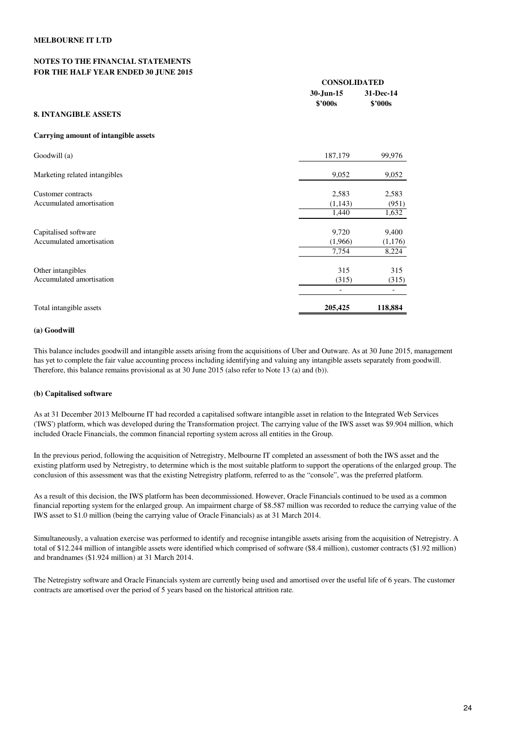**MELBOURNE IT LTD**

**NOTES TO THE FINANCIAL STATEMENTS**
**FOR THE HALF YEAR ENDED 30 JUNE 2015**

## 8. INTANGIBLE ASSETS

**Carrying amount of intangible assets**

| | CONSOLIDATED | |
|---|---|---|
| | 30-Jun-15 $'000s | 31-Dec-14 $'000s |
| Goodwill (a) | 187,179 | 99,976 |
| Marketing related intangibles | 9,052 | 9,052 |
| Customer contracts | 2,583 | 2,583 |
| Accumulated amortisation | (1,143) | (951) |
| | 1,440 | 1,632 |
| Capitalised software | 9,720 | 9,400 |
| Accumulated amortisation | (1,966) | (1,176) |
| | 7,754 | 8,224 |
| Other intangibles | 315 | 315 |
| Accumulated amortisation | (315) | (315) |
| | - | - |
| Total intangible assets | **205,425** | **118,884** |

**(a) Goodwill**

This balance includes goodwill and intangible assets arising from the acquisitions of Uber and Outware. As at 30 June 2015, management has yet to complete the fair value accounting process including identifying and valuing any intangible assets separately from goodwill. Therefore, this balance remains provisional as at 30 June 2015 (also refer to Note 13 (a) and (b)).

**(b) Capitalised software**

As at 31 December 2013 Melbourne IT had recorded a capitalised software intangible asset in relation to the Integrated Web Services ('IWS') platform, which was developed during the Transformation project. The carrying value of the IWS asset was $9.904 million, which included Oracle Financials, the common financial reporting system across all entities in the Group.

In the previous period, following the acquisition of Netregistry, Melbourne IT completed an assessment of both the IWS asset and the existing platform used by Netregistry, to determine which is the most suitable platform to support the operations of the enlarged group. The conclusion of this assessment was that the existing Netregistry platform, referred to as the "console", was the preferred platform.

As a result of this decision, the IWS platform has been decommissioned. However, Oracle Financials continued to be used as a common financial reporting system for the enlarged group. An impairment charge of $8.587 million was recorded to reduce the carrying value of the IWS asset to $1.0 million (being the carrying value of Oracle Financials) as at 31 March 2014.

Simultaneously, a valuation exercise was performed to identify and recognise intangible assets arising from the acquisition of Netregistry. A total of $12.244 million of intangible assets were identified which comprised of software ($8.4 million), customer contracts ($1.92 million) and brandnames ($1.924 million) at 31 March 2014.

The Netregistry software and Oracle Financials system are currently being used and amortised over the useful life of 6 years. The customer contracts are amortised over the period of 5 years based on the historical attrition rate.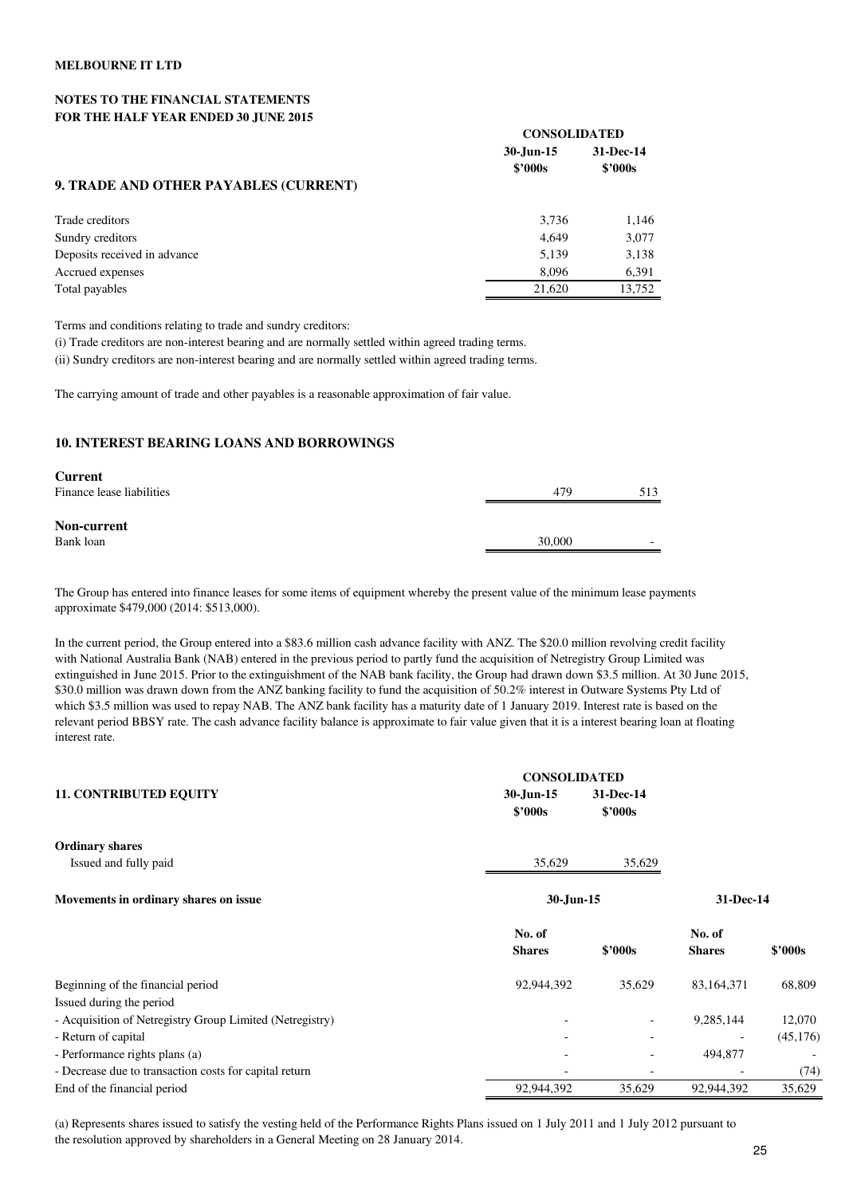**MELBOURNE IT LTD**

**NOTES TO THE FINANCIAL STATEMENTS**
**FOR THE HALF YEAR ENDED 30 JUNE 2015**

## 9. TRADE AND OTHER PAYABLES (CURRENT)

| | CONSOLIDATED | |
|---|---|---|
| | 30-Jun-15 $'000s | 31-Dec-14 $'000s |
| Trade creditors | 3,736 | 1,146 |
| Sundry creditors | 4,649 | 3,077 |
| Deposits received in advance | 5,139 | 3,138 |
| Accrued expenses | 8,096 | 6,391 |
| Total payables | 21,620 | 13,752 |

Terms and conditions relating to trade and sundry creditors:

(i) Trade creditors are non-interest bearing and are normally settled within agreed trading terms.

(ii) Sundry creditors are non-interest bearing and are normally settled within agreed trading terms.

The carrying amount of trade and other payables is a reasonable approximation of fair value.

## 10. INTEREST BEARING LOANS AND BORROWINGS

| | 30-Jun-15 $'000s | 31-Dec-14 $'000s |
|---|---|---|
| **Current** | | |
| Finance lease liabilities | 479 | 513 |
| **Non-current** | | |
| Bank loan | 30,000 | - |

The Group has entered into finance leases for some items of equipment whereby the present value of the minimum lease payments approximate $479,000 (2014: $513,000).

In the current period, the Group entered into a $83.6 million cash advance facility with ANZ. The $20.0 million revolving credit facility with National Australia Bank (NAB) entered in the previous period to partly fund the acquisition of Netregistry Group Limited was extinguished in June 2015. Prior to the extinguishment of the NAB bank facility, the Group had drawn down $3.5 million. At 30 June 2015, $30.0 million was drawn down from the ANZ banking facility to fund the acquisition of 50.2% interest in Outware Systems Pty Ltd of which $3.5 million was used to repay NAB. The ANZ bank facility has a maturity date of 1 January 2019. Interest rate is based on the relevant period BBSY rate. The cash advance facility balance is approximate to fair value given that it is a interest bearing loan at floating interest rate.

## 11. CONTRIBUTED EQUITY

| | CONSOLIDATED | |
|---|---|---|
| | 30-Jun-15 $'000s | 31-Dec-14 $'000s |
| **Ordinary shares** | | |
| Issued and fully paid | 35,629 | 35,629 |

| **Movements in ordinary shares on issue** | 30-Jun-15 | | 31-Dec-14 | |
|---|---|---|---|---|
| | No. of Shares | $'000s | No. of Shares | $'000s |
| Beginning of the financial period | 92,944,392 | 35,629 | 83,164,371 | 68,809 |
| Issued during the period | | | | |
| - Acquisition of Netregistry Group Limited (Netregistry) | - | - | 9,285,144 | 12,070 |
| - Return of capital | - | - | - | (45,176) |
| - Performance rights plans (a) | - | - | 494,877 | - |
| - Decrease due to transaction costs for capital return | - | - | - | (74) |
| End of the financial period | 92,944,392 | 35,629 | 92,944,392 | 35,629 |

(a) Represents shares issued to satisfy the vesting held of the Performance Rights Plans issued on 1 July 2011 and 1 July 2012 pursuant to the resolution approved by shareholders in a General Meeting on 28 January 2014.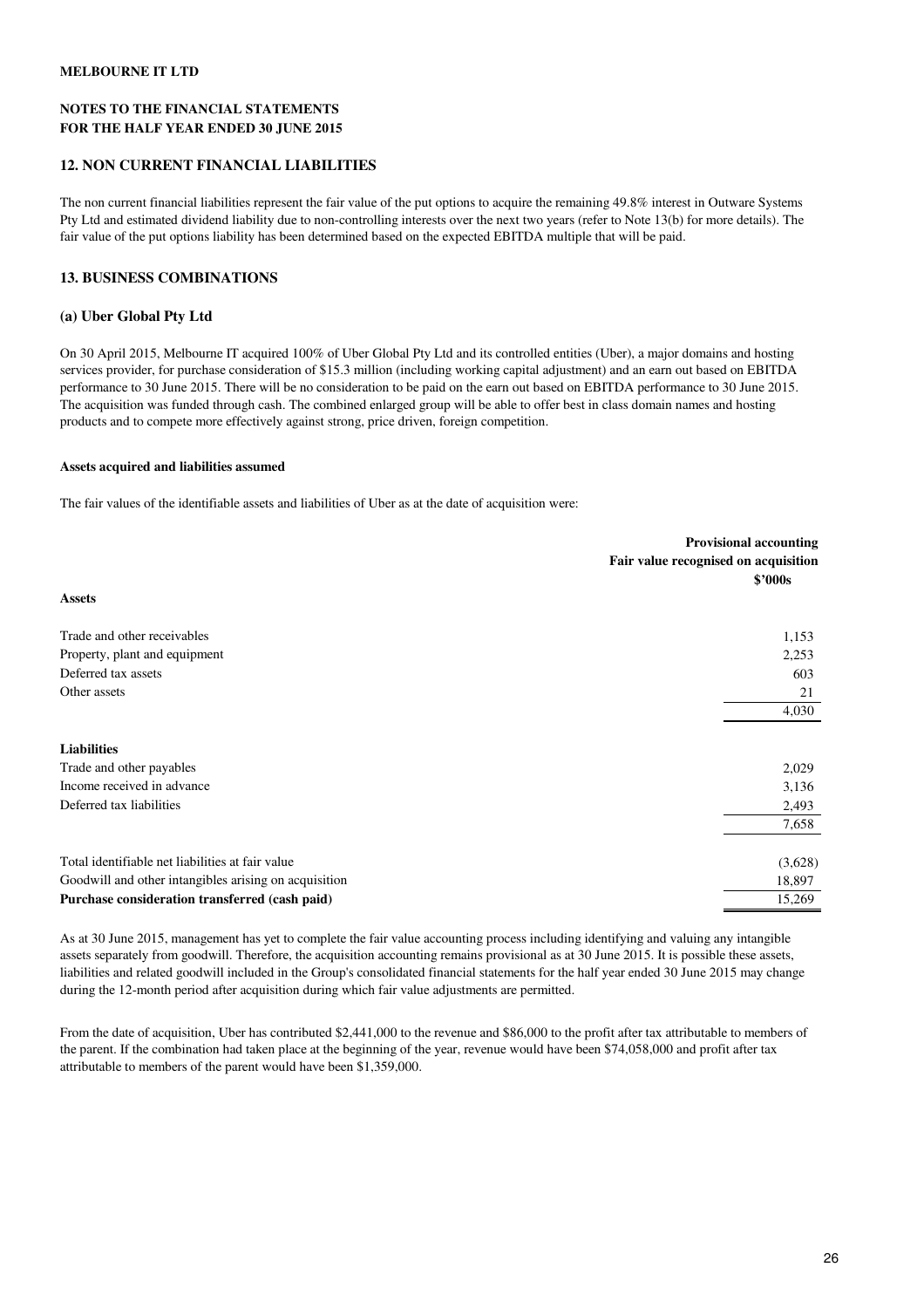MELBOURNE IT LTD

**NOTES TO THE FINANCIAL STATEMENTS**
**FOR THE HALF YEAR ENDED 30 JUNE 2015**

## 12. NON CURRENT FINANCIAL LIABILITIES

The non current financial liabilities represent the fair value of the put options to acquire the remaining 49.8% interest in Outware Systems Pty Ltd and estimated dividend liability due to non-controlling interests over the next two years (refer to Note 13(b) for more details). The fair value of the put options liability has been determined based on the expected EBITDA multiple that will be paid.

## 13. BUSINESS COMBINATIONS

### (a) Uber Global Pty Ltd

On 30 April 2015, Melbourne IT acquired 100% of Uber Global Pty Ltd and its controlled entities (Uber), a major domains and hosting services provider, for purchase consideration of $15.3 million (including working capital adjustment) and an earn out based on EBITDA performance to 30 June 2015. There will be no consideration to be paid on the earn out based on EBITDA performance to 30 June 2015. The acquisition was funded through cash. The combined enlarged group will be able to offer best in class domain names and hosting products and to compete more effectively against strong, price driven, foreign competition.

**Assets acquired and liabilities assumed**

The fair values of the identifiable assets and liabilities of Uber as at the date of acquisition were:

| | Provisional accounting<br>Fair value recognised on acquisition<br>$'000s |
|---|---|
| **Assets** | |
| Trade and other receivables | 1,153 |
| Property, plant and equipment | 2,253 |
| Deferred tax assets | 603 |
| Other assets | 21 |
| | 4,030 |
| **Liabilities** | |
| Trade and other payables | 2,029 |
| Income received in advance | 3,136 |
| Deferred tax liabilities | 2,493 |
| | 7,658 |
| Total identifiable net liabilities at fair value | (3,628) |
| Goodwill and other intangibles arising on acquisition | 18,897 |
| **Purchase consideration transferred (cash paid)** | 15,269 |

As at 30 June 2015, management has yet to complete the fair value accounting process including identifying and valuing any intangible assets separately from goodwill. Therefore, the acquisition accounting remains provisional as at 30 June 2015. It is possible these assets, liabilities and related goodwill included in the Group's consolidated financial statements for the half year ended 30 June 2015 may change during the 12-month period after acquisition during which fair value adjustments are permitted.

From the date of acquisition, Uber has contributed $2,441,000 to the revenue and $86,000 to the profit after tax attributable to members of the parent. If the combination had taken place at the beginning of the year, revenue would have been $74,058,000 and profit after tax attributable to members of the parent would have been $1,359,000.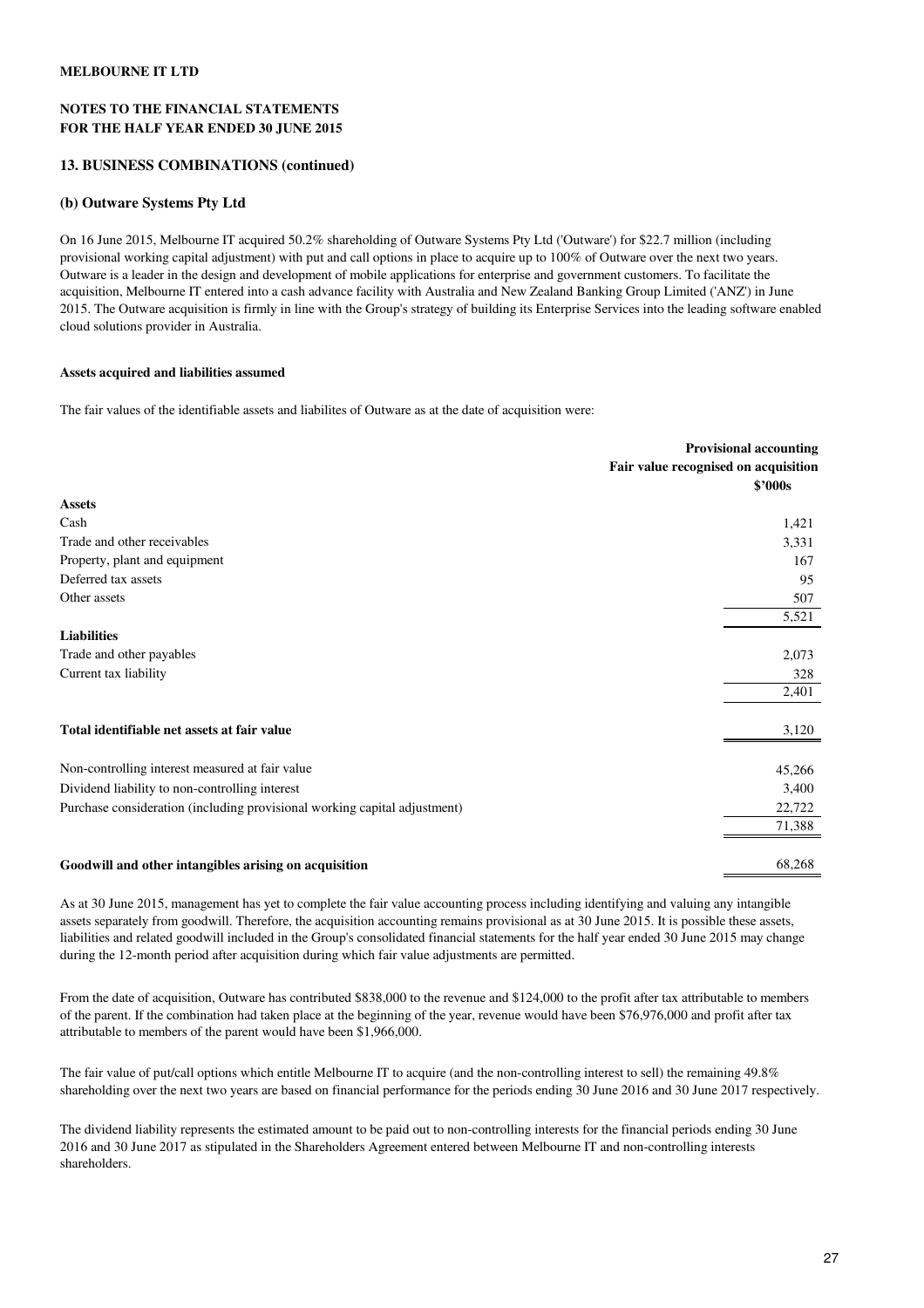**MELBOURNE IT LTD**

**NOTES TO THE FINANCIAL STATEMENTS**
**FOR THE HALF YEAR ENDED 30 JUNE 2015**

## 13. BUSINESS COMBINATIONS (continued)

### (b) Outware Systems Pty Ltd

On 16 June 2015, Melbourne IT acquired 50.2% shareholding of Outware Systems Pty Ltd ('Outware') for $22.7 million (including provisional working capital adjustment) with put and call options in place to acquire up to 100% of Outware over the next two years. Outware is a leader in the design and development of mobile applications for enterprise and government customers. To facilitate the acquisition, Melbourne IT entered into a cash advance facility with Australia and New Zealand Banking Group Limited ('ANZ') in June 2015. The Outware acquisition is firmly in line with the Group's strategy of building its Enterprise Services into the leading software enabled cloud solutions provider in Australia.

**Assets acquired and liabilities assumed**

The fair values of the identifiable assets and liabilites of Outware as at the date of acquisition were:

| | Provisional accounting Fair value recognised on acquisition $'000s |
|---|---|
| **Assets** | |
| Cash | 1,421 |
| Trade and other receivables | 3,331 |
| Property, plant and equipment | 167 |
| Deferred tax assets | 95 |
| Other assets | 507 |
| | 5,521 |
| **Liabilities** | |
| Trade and other payables | 2,073 |
| Current tax liability | 328 |
| | 2,401 |
| **Total identifiable net assets at fair value** | 3,120 |
| Non-controlling interest measured at fair value | 45,266 |
| Dividend liability to non-controlling interest | 3,400 |
| Purchase consideration (including provisional working capital adjustment) | 22,722 |
| | 71,388 |
| **Goodwill and other intangibles arising on acquisition** | 68,268 |

As at 30 June 2015, management has yet to complete the fair value accounting process including identifying and valuing any intangible assets separately from goodwill. Therefore, the acquisition accounting remains provisional as at 30 June 2015. It is possible these assets, liabilities and related goodwill included in the Group's consolidated financial statements for the half year ended 30 June 2015 may change during the 12-month period after acquisition during which fair value adjustments are permitted.

From the date of acquisition, Outware has contributed $838,000 to the revenue and $124,000 to the profit after tax attributable to members of the parent. If the combination had taken place at the beginning of the year, revenue would have been $76,976,000 and profit after tax attributable to members of the parent would have been $1,966,000.

The fair value of put/call options which entitle Melbourne IT to acquire (and the non-controlling interest to sell) the remaining 49.8% shareholding over the next two years are based on financial performance for the periods ending 30 June 2016 and 30 June 2017 respectively.

The dividend liability represents the estimated amount to be paid out to non-controlling interests for the financial periods ending 30 June 2016 and 30 June 2017 as stipulated in the Shareholders Agreement entered between Melbourne IT and non-controlling interests shareholders.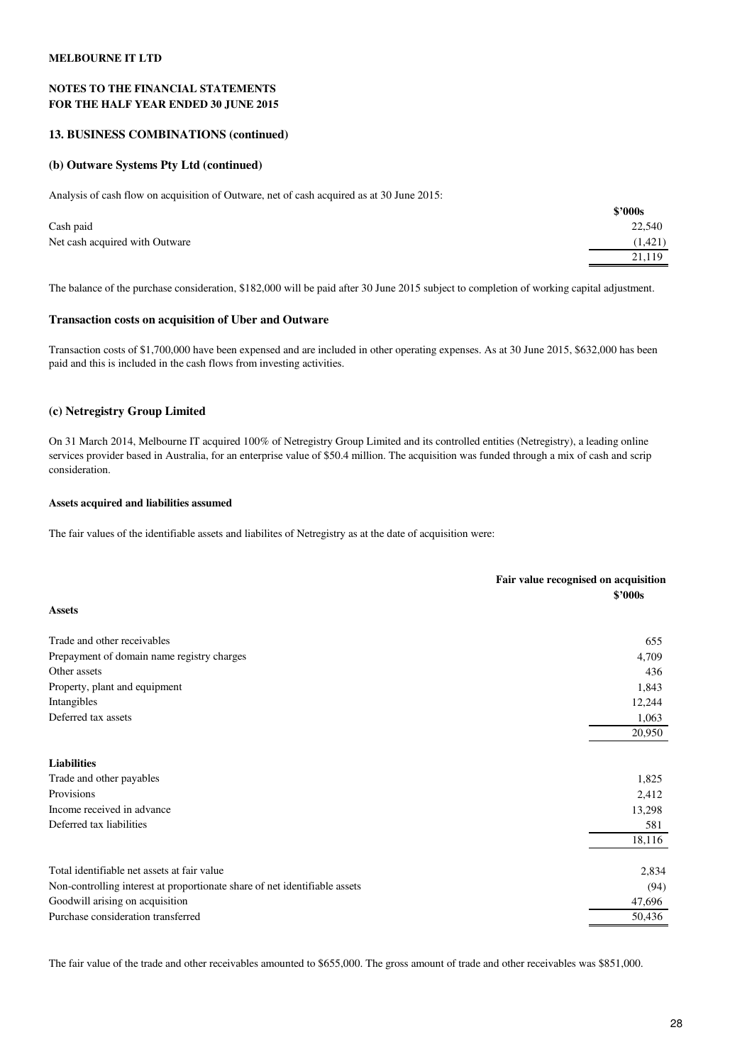**MELBOURNE IT LTD**

**NOTES TO THE FINANCIAL STATEMENTS**
**FOR THE HALF YEAR ENDED 30 JUNE 2015**

### 13. BUSINESS COMBINATIONS (continued)

#### (b) Outware Systems Pty Ltd (continued)

Analysis of cash flow on acquisition of Outware, net of cash acquired as at 30 June 2015:

| | $'000s |
|---|---|
| Cash paid | 22,540 |
| Net cash acquired with Outware | (1,421) |
| | 21,119 |

The balance of the purchase consideration, $182,000 will be paid after 30 June 2015 subject to completion of working capital adjustment.

#### Transaction costs on acquisition of Uber and Outware

Transaction costs of $1,700,000 have been expensed and are included in other operating expenses. As at 30 June 2015, $632,000 has been paid and this is included in the cash flows from investing activities.

#### (c) Netregistry Group Limited

On 31 March 2014, Melbourne IT acquired 100% of Netregistry Group Limited and its controlled entities (Netregistry), a leading online services provider based in Australia, for an enterprise value of $50.4 million. The acquisition was funded through a mix of cash and scrip consideration.

**Assets acquired and liabilities assumed**

The fair values of the identifiable assets and liabilites of Netregistry as at the date of acquisition were:

| | Fair value recognised on acquisition $'000s |
|---|---|
| **Assets** | |
| Trade and other receivables | 655 |
| Prepayment of domain name registry charges | 4,709 |
| Other assets | 436 |
| Property, plant and equipment | 1,843 |
| Intangibles | 12,244 |
| Deferred tax assets | 1,063 |
| | 20,950 |
| **Liabilities** | |
| Trade and other payables | 1,825 |
| Provisions | 2,412 |
| Income received in advance | 13,298 |
| Deferred tax liabilities | 581 |
| | 18,116 |
| Total identifiable net assets at fair value | 2,834 |
| Non-controlling interest at proportionate share of net identifiable assets | (94) |
| Goodwill arising on acquisition | 47,696 |
| Purchase consideration transferred | 50,436 |

The fair value of the trade and other receivables amounted to $655,000. The gross amount of trade and other receivables was $851,000.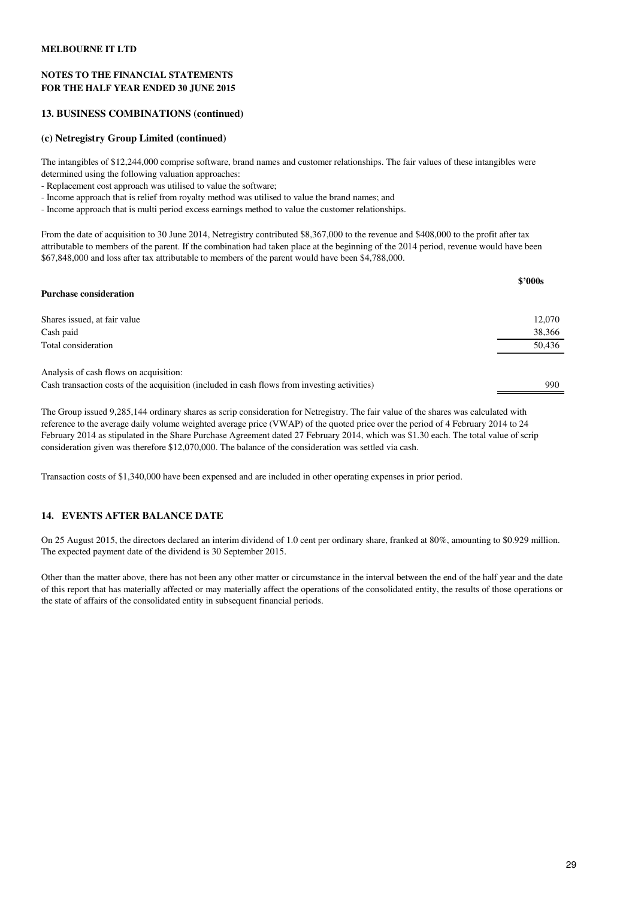**MELBOURNE IT LTD**

**NOTES TO THE FINANCIAL STATEMENTS**
**FOR THE HALF YEAR ENDED 30 JUNE 2015**

### 13. BUSINESS COMBINATIONS (continued)

#### (c) Netregistry Group Limited (continued)

The intangibles of $12,244,000 comprise software, brand names and customer relationships. The fair values of these intangibles were determined using the following valuation approaches:

- Replacement cost approach was utilised to value the software;
- Income approach that is relief from royalty method was utilised to value the brand names; and
- Income approach that is multi period excess earnings method to value the customer relationships.

From the date of acquisition to 30 June 2014, Netregistry contributed $8,367,000 to the revenue and $408,000 to the profit after tax attributable to members of the parent. If the combination had taken place at the beginning of the 2014 period, revenue would have been $67,848,000 and loss after tax attributable to members of the parent would have been $4,788,000.

| **Purchase consideration** | **$'000s** |
|---|---|
| Shares issued, at fair value | 12,070 |
| Cash paid | 38,366 |
| Total consideration | 50,436 |
| | |
| Analysis of cash flows on acquisition: | |
| Cash transaction costs of the acquisition (included in cash flows from investing activities) | 990 |

The Group issued 9,285,144 ordinary shares as scrip consideration for Netregistry. The fair value of the shares was calculated with reference to the average daily volume weighted average price (VWAP) of the quoted price over the period of 4 February 2014 to 24 February 2014 as stipulated in the Share Purchase Agreement dated 27 February 2014, which was $1.30 each. The total value of scrip consideration given was therefore $12,070,000. The balance of the consideration was settled via cash.

Transaction costs of $1,340,000 have been expensed and are included in other operating expenses in prior period.

### 14. EVENTS AFTER BALANCE DATE

On 25 August 2015, the directors declared an interim dividend of 1.0 cent per ordinary share, franked at 80%, amounting to $0.929 million. The expected payment date of the dividend is 30 September 2015.

Other than the matter above, there has not been any other matter or circumstance in the interval between the end of the half year and the date of this report that has materially affected or may materially affect the operations of the consolidated entity, the results of those operations or the state of affairs of the consolidated entity in subsequent financial periods.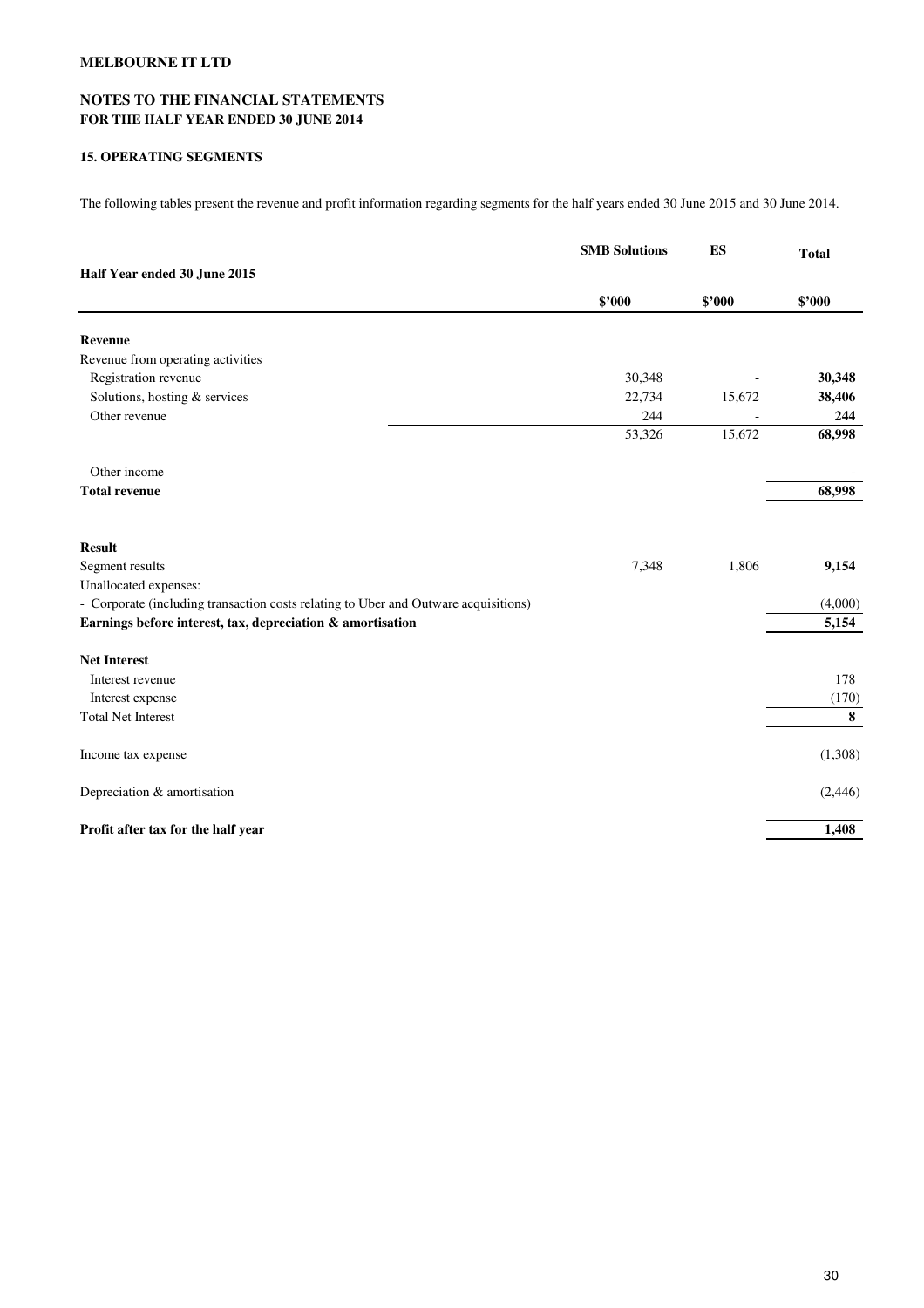**MELBOURNE IT LTD**

**NOTES TO THE FINANCIAL STATEMENTS**
**FOR THE HALF YEAR ENDED 30 JUNE 2014**

### 15. OPERATING SEGMENTS

The following tables present the revenue and profit information regarding segments for the half years ended 30 June 2015 and 30 June 2014.

| Half Year ended 30 June 2015 | SMB Solutions | ES | Total |
|---|---|---|---|
| | $'000 | $'000 | $'000 |
| **Revenue** | | | |
| Revenue from operating activities | | | |
| Registration revenue | 30,348 | - | **30,348** |
| Solutions, hosting & services | 22,734 | 15,672 | **38,406** |
| Other revenue | 244 | - | **244** |
| | 53,326 | 15,672 | **68,998** |
| Other income | | | - |
| **Total revenue** | | | **68,998** |
| **Result** | | | |
| Segment results | 7,348 | 1,806 | **9,154** |
| Unallocated expenses: | | | |
| - Corporate (including transaction costs relating to Uber and Outware acquisitions) | | | (4,000) |
| **Earnings before interest, tax, depreciation & amortisation** | | | **5,154** |
| **Net Interest** | | | |
| Interest revenue | | | 178 |
| Interest expense | | | (170) |
| Total Net Interest | | | **8** |
| Income tax expense | | | (1,308) |
| Depreciation & amortisation | | | (2,446) |
| **Profit after tax for the half year** | | | **1,408** |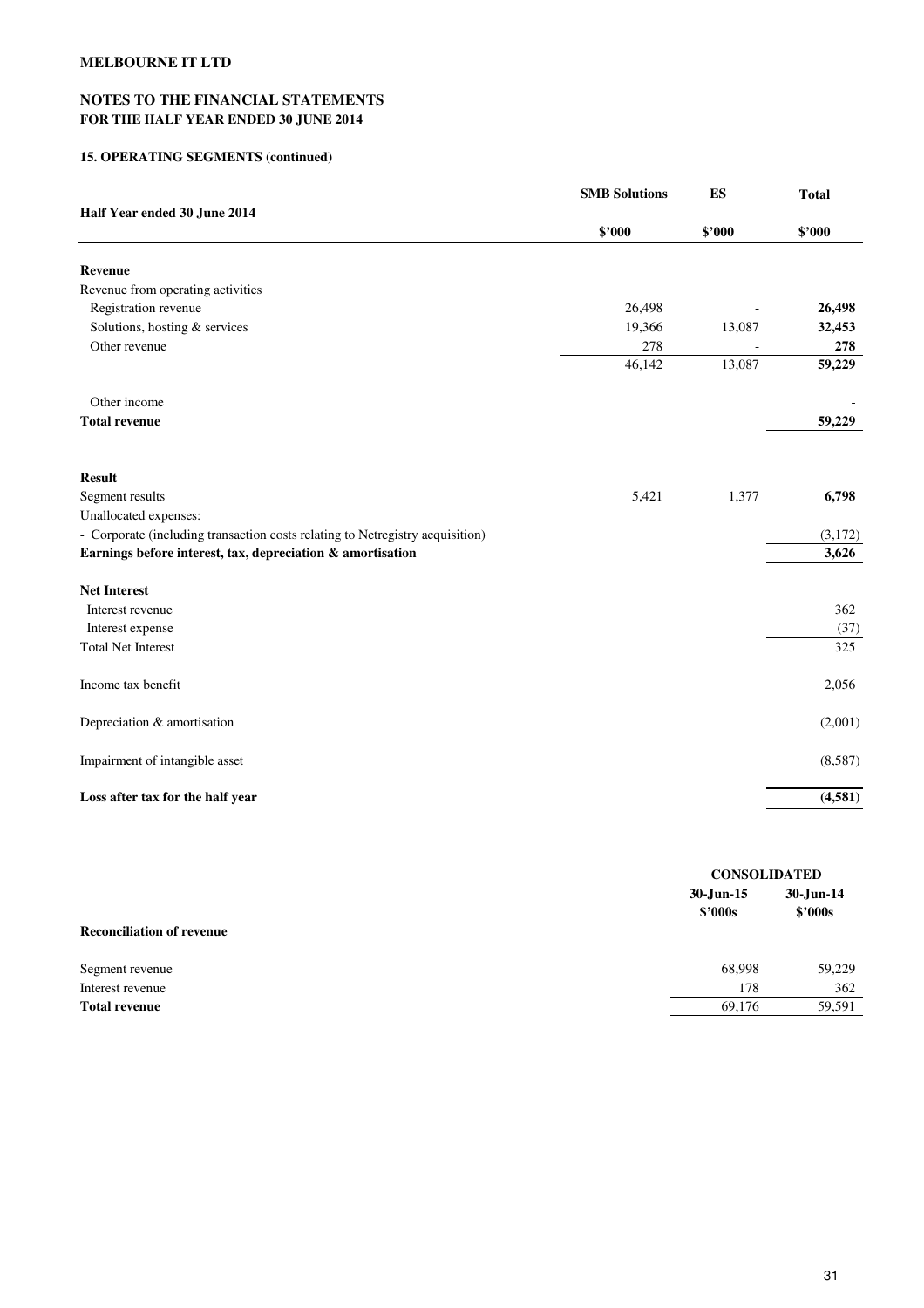**MELBOURNE IT LTD**

**NOTES TO THE FINANCIAL STATEMENTS**
**FOR THE HALF YEAR ENDED 30 JUNE 2014**

**15. OPERATING SEGMENTS (continued)**

| Half Year ended 30 June 2014 | SMB Solutions | ES | Total |
|---|---|---|---|
| | $'000 | $'000 | $'000 |
| **Revenue** | | | |
| Revenue from operating activities | | | |
| Registration revenue | 26,498 | - | **26,498** |
| Solutions, hosting & services | 19,366 | 13,087 | **32,453** |
| Other revenue | 278 | - | **278** |
| | 46,142 | 13,087 | **59,229** |
| Other income | | | - |
| **Total revenue** | | | **59,229** |
| **Result** | | | |
| Segment results | 5,421 | 1,377 | **6,798** |
| Unallocated expenses: | | | |
| - Corporate (including transaction costs relating to Netregistry acquisition) | | | (3,172) |
| **Earnings before interest, tax, depreciation & amortisation** | | | **3,626** |
| **Net Interest** | | | |
| Interest revenue | | | 362 |
| Interest expense | | | (37) |
| Total Net Interest | | | 325 |
| Income tax benefit | | | 2,056 |
| Depreciation & amortisation | | | (2,001) |
| Impairment of intangible asset | | | (8,587) |
| **Loss after tax for the half year** | | | **(4,581)** |

| | CONSOLIDATED | |
|---|---|---|
| | 30-Jun-15 | 30-Jun-14 |
| **Reconciliation of revenue** | $'000s | $'000s |
| Segment revenue | 68,998 | 59,229 |
| Interest revenue | 178 | 362 |
| **Total revenue** | 69,176 | 59,591 |